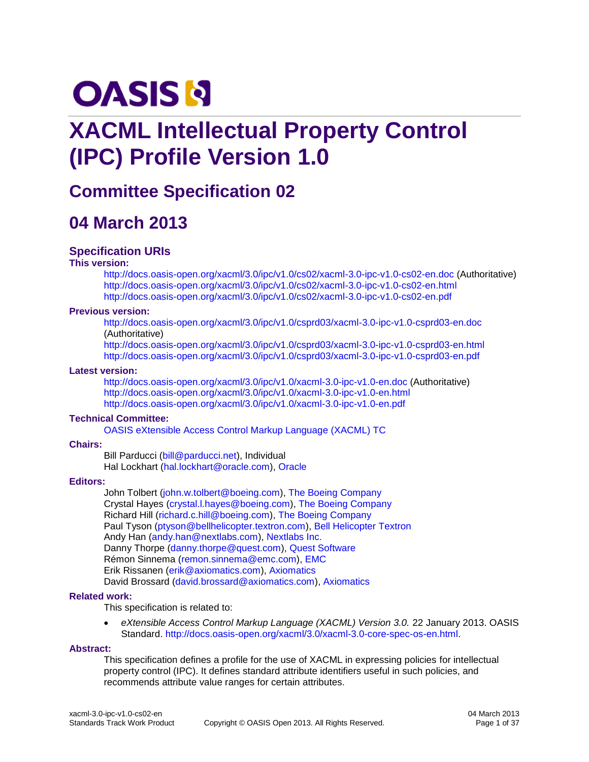# XACML Intellectual Property Control (IPC) Profile Version 1.0

## Committee Specification 02

## 04 March 2013

### Specification URIs

**This version:**

http://docs.oasis-open.org/xacml/3.0/ipc/v1.0/cs02/xacml-3.0-ipc-v1.0-cs02-en.doc (Authoritative)
http://docs.oasis-open.org/xacml/3.0/ipc/v1.0/cs02/xacml-3.0-ipc-v1.0-cs02-en.html
http://docs.oasis-open.org/xacml/3.0/ipc/v1.0/cs02/xacml-3.0-ipc-v1.0-cs02-en.pdf

**Previous version:**

http://docs.oasis-open.org/xacml/3.0/ipc/v1.0/csprd03/xacml-3.0-ipc-v1.0-csprd03-en.doc (Authoritative)
http://docs.oasis-open.org/xacml/3.0/ipc/v1.0/csprd03/xacml-3.0-ipc-v1.0-csprd03-en.html
http://docs.oasis-open.org/xacml/3.0/ipc/v1.0/csprd03/xacml-3.0-ipc-v1.0-csprd03-en.pdf

**Latest version:**

http://docs.oasis-open.org/xacml/3.0/ipc/v1.0/xacml-3.0-ipc-v1.0-en.doc (Authoritative)
http://docs.oasis-open.org/xacml/3.0/ipc/v1.0/xacml-3.0-ipc-v1.0-en.html
http://docs.oasis-open.org/xacml/3.0/ipc/v1.0/xacml-3.0-ipc-v1.0-en.pdf

**Technical Committee:**

OASIS eXtensible Access Control Markup Language (XACML) TC

**Chairs:**

Bill Parducci (bill@parducci.net), Individual
Hal Lockhart (hal.lockhart@oracle.com), Oracle

**Editors:**

John Tolbert (john.w.tolbert@boeing.com), The Boeing Company
Crystal Hayes (crystal.l.hayes@boeing.com), The Boeing Company
Richard Hill (richard.c.hill@boeing.com), The Boeing Company
Paul Tyson (ptyson@bellhelicopter.textron.com), Bell Helicopter Textron
Andy Han (andy.han@nextlabs.com), Nextlabs Inc.
Danny Thorpe (danny.thorpe@quest.com), Quest Software
Rémon Sinnema (remon.sinnema@emc.com), EMC
Erik Rissanen (erik@axiomatics.com), Axiomatics
David Brossard (david.brossard@axiomatics.com), Axiomatics

**Related work:**

This specification is related to:

- *eXtensible Access Control Markup Language (XACML) Version 3.0.* 22 January 2013. OASIS Standard. http://docs.oasis-open.org/xacml/3.0/xacml-3.0-core-spec-os-en.html.

**Abstract:**

This specification defines a profile for the use of XACML in expressing policies for intellectual property control (IPC). It defines standard attribute identifiers useful in such policies, and recommends attribute value ranges for certain attributes.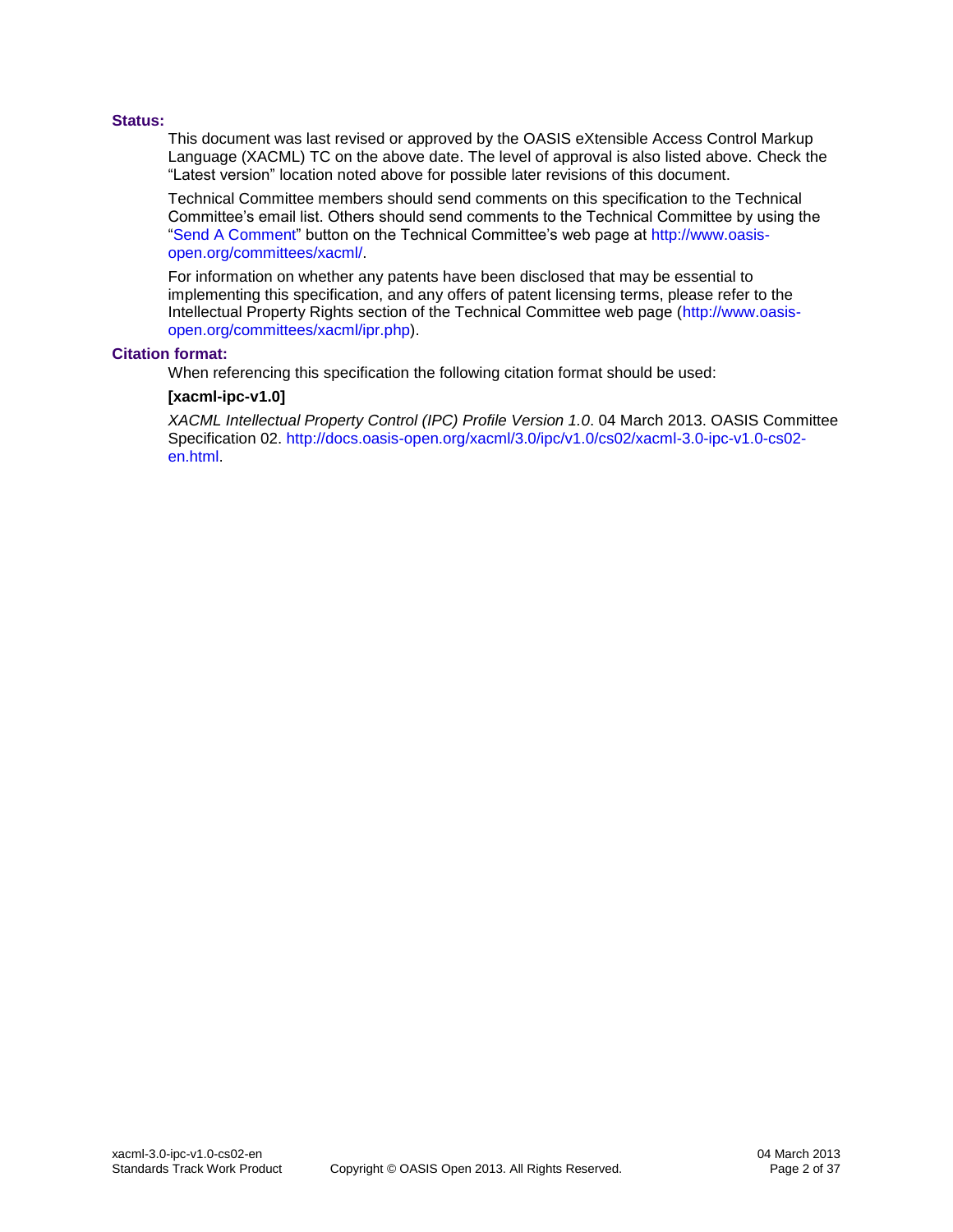**Status:**

This document was last revised or approved by the OASIS eXtensible Access Control Markup Language (XACML) TC on the above date. The level of approval is also listed above. Check the "Latest version" location noted above for possible later revisions of this document.

Technical Committee members should send comments on this specification to the Technical Committee's email list. Others should send comments to the Technical Committee by using the "Send A Comment" button on the Technical Committee's web page at http://www.oasis-open.org/committees/xacml/.

For information on whether any patents have been disclosed that may be essential to implementing this specification, and any offers of patent licensing terms, please refer to the Intellectual Property Rights section of the Technical Committee web page (http://www.oasis-open.org/committees/xacml/ipr.php).

**Citation format:**

When referencing this specification the following citation format should be used:

**[xacml-ipc-v1.0]**

*XACML Intellectual Property Control (IPC) Profile Version 1.0*. 04 March 2013. OASIS Committee Specification 02. http://docs.oasis-open.org/xacml/3.0/ipc/v1.0/cs02/xacml-3.0-ipc-v1.0-cs02-en.html.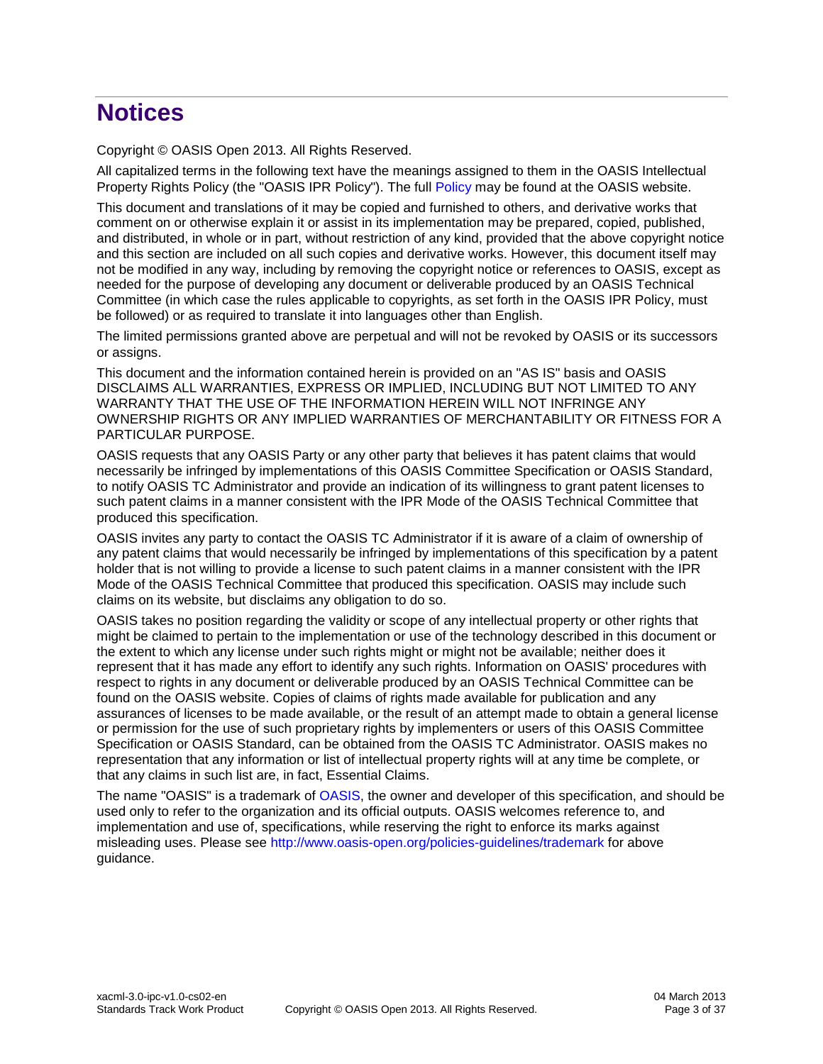# Notices

Copyright © OASIS Open 2013. All Rights Reserved.

All capitalized terms in the following text have the meanings assigned to them in the OASIS Intellectual Property Rights Policy (the "OASIS IPR Policy"). The full Policy may be found at the OASIS website.

This document and translations of it may be copied and furnished to others, and derivative works that comment on or otherwise explain it or assist in its implementation may be prepared, copied, published, and distributed, in whole or in part, without restriction of any kind, provided that the above copyright notice and this section are included on all such copies and derivative works. However, this document itself may not be modified in any way, including by removing the copyright notice or references to OASIS, except as needed for the purpose of developing any document or deliverable produced by an OASIS Technical Committee (in which case the rules applicable to copyrights, as set forth in the OASIS IPR Policy, must be followed) or as required to translate it into languages other than English.

The limited permissions granted above are perpetual and will not be revoked by OASIS or its successors or assigns.

This document and the information contained herein is provided on an "AS IS" basis and OASIS DISCLAIMS ALL WARRANTIES, EXPRESS OR IMPLIED, INCLUDING BUT NOT LIMITED TO ANY WARRANTY THAT THE USE OF THE INFORMATION HEREIN WILL NOT INFRINGE ANY OWNERSHIP RIGHTS OR ANY IMPLIED WARRANTIES OF MERCHANTABILITY OR FITNESS FOR A PARTICULAR PURPOSE.

OASIS requests that any OASIS Party or any other party that believes it has patent claims that would necessarily be infringed by implementations of this OASIS Committee Specification or OASIS Standard, to notify OASIS TC Administrator and provide an indication of its willingness to grant patent licenses to such patent claims in a manner consistent with the IPR Mode of the OASIS Technical Committee that produced this specification.

OASIS invites any party to contact the OASIS TC Administrator if it is aware of a claim of ownership of any patent claims that would necessarily be infringed by implementations of this specification by a patent holder that is not willing to provide a license to such patent claims in a manner consistent with the IPR Mode of the OASIS Technical Committee that produced this specification. OASIS may include such claims on its website, but disclaims any obligation to do so.

OASIS takes no position regarding the validity or scope of any intellectual property or other rights that might be claimed to pertain to the implementation or use of the technology described in this document or the extent to which any license under such rights might or might not be available; neither does it represent that it has made any effort to identify any such rights. Information on OASIS' procedures with respect to rights in any document or deliverable produced by an OASIS Technical Committee can be found on the OASIS website. Copies of claims of rights made available for publication and any assurances of licenses to be made available, or the result of an attempt made to obtain a general license or permission for the use of such proprietary rights by implementers or users of this OASIS Committee Specification or OASIS Standard, can be obtained from the OASIS TC Administrator. OASIS makes no representation that any information or list of intellectual property rights will at any time be complete, or that any claims in such list are, in fact, Essential Claims.

The name "OASIS" is a trademark of OASIS, the owner and developer of this specification, and should be used only to refer to the organization and its official outputs. OASIS welcomes reference to, and implementation and use of, specifications, while reserving the right to enforce its marks against misleading uses. Please see http://www.oasis-open.org/policies-guidelines/trademark for above guidance.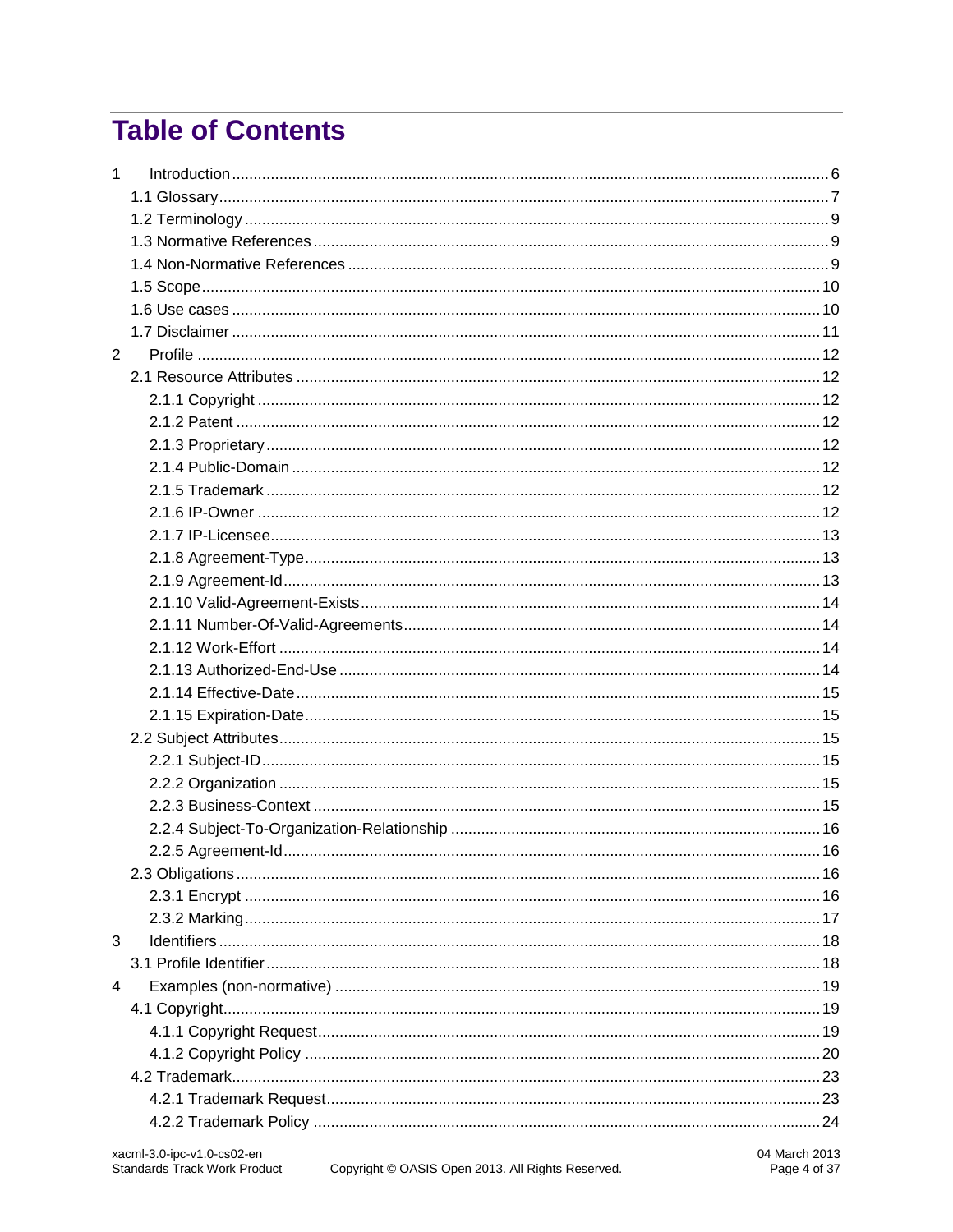# Table of Contents

1 Introduction ........ 6
- 1.1 Glossary ........ 7
- 1.2 Terminology ........ 9
- 1.3 Normative References ........ 9
- 1.4 Non-Normative References ........ 9
- 1.5 Scope ........ 10
- 1.6 Use cases ........ 10
- 1.7 Disclaimer ........ 11

2 Profile ........ 12
- 2.1 Resource Attributes ........ 12
  - 2.1.1 Copyright ........ 12
  - 2.1.2 Patent ........ 12
  - 2.1.3 Proprietary ........ 12
  - 2.1.4 Public-Domain ........ 12
  - 2.1.5 Trademark ........ 12
  - 2.1.6 IP-Owner ........ 12
  - 2.1.7 IP-Licensee ........ 13
  - 2.1.8 Agreement-Type ........ 13
  - 2.1.9 Agreement-Id ........ 13
  - 2.1.10 Valid-Agreement-Exists ........ 14
  - 2.1.11 Number-Of-Valid-Agreements ........ 14
  - 2.1.12 Work-Effort ........ 14
  - 2.1.13 Authorized-End-Use ........ 14
  - 2.1.14 Effective-Date ........ 15
  - 2.1.15 Expiration-Date ........ 15
- 2.2 Subject Attributes ........ 15
  - 2.2.1 Subject-ID ........ 15
  - 2.2.2 Organization ........ 15
  - 2.2.3 Business-Context ........ 15
  - 2.2.4 Subject-To-Organization-Relationship ........ 16
  - 2.2.5 Agreement-Id ........ 16
- 2.3 Obligations ........ 16
  - 2.3.1 Encrypt ........ 16
  - 2.3.2 Marking ........ 17

3 Identifiers ........ 18
- 3.1 Profile Identifier ........ 18

4 Examples (non-normative) ........ 19
- 4.1 Copyright ........ 19
  - 4.1.1 Copyright Request ........ 19
  - 4.1.2 Copyright Policy ........ 20
- 4.2 Trademark ........ 23
  - 4.2.1 Trademark Request ........ 23
  - 4.2.2 Trademark Policy ........ 24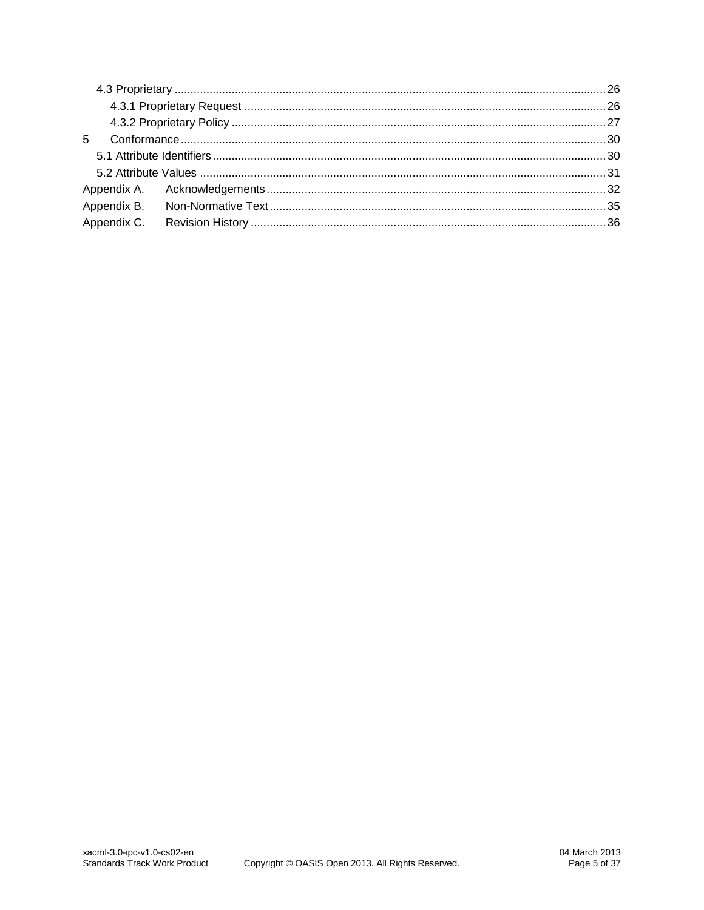- 4.3 Proprietary ... 26
  - 4.3.1 Proprietary Request ... 26
  - 4.3.2 Proprietary Policy ... 27
- 5 Conformance ... 30
  - 5.1 Attribute Identifiers ... 30
  - 5.2 Attribute Values ... 31
- Appendix A. Acknowledgements ... 32
- Appendix B. Non-Normative Text ... 35
- Appendix C. Revision History ... 36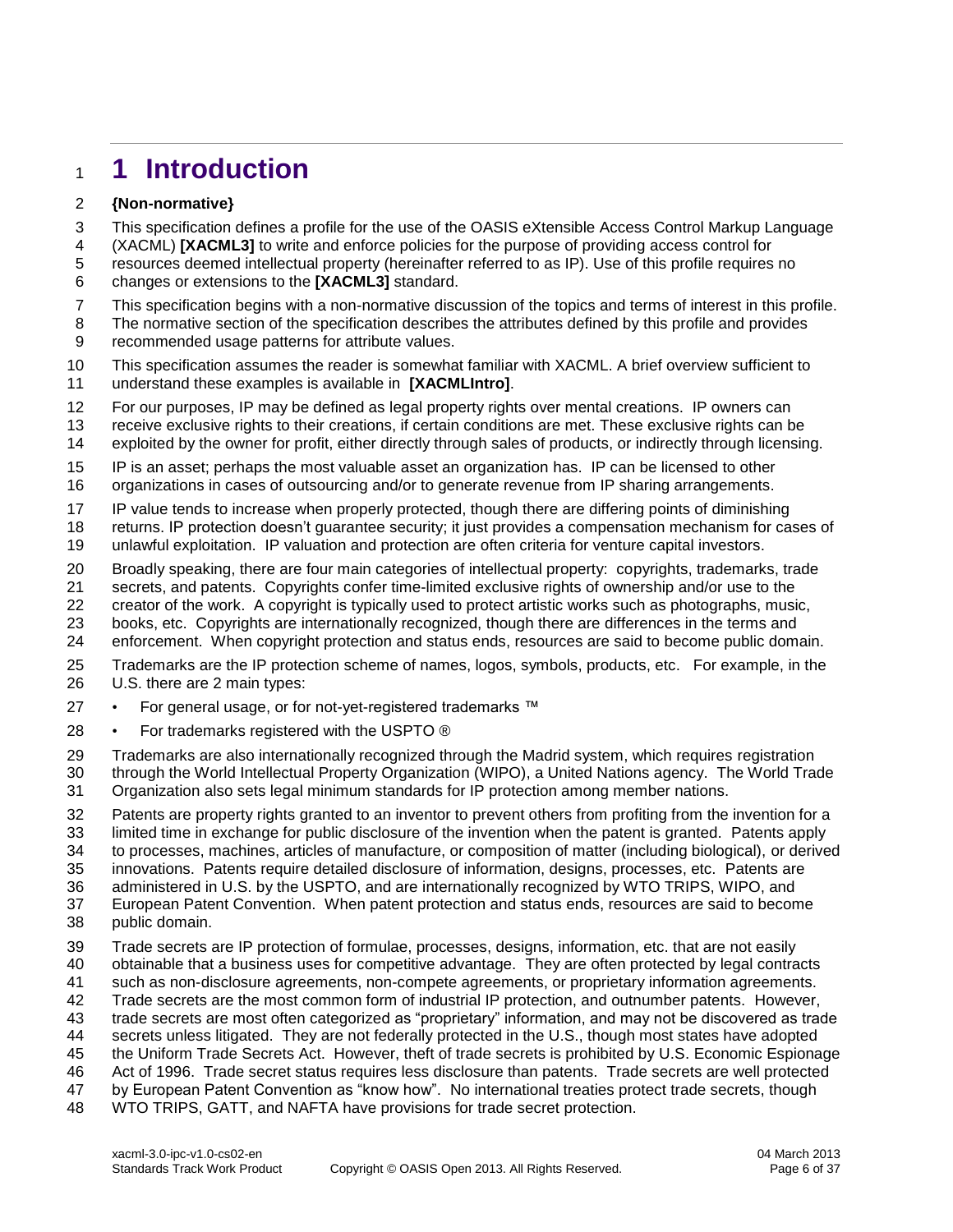# 1 Introduction

**{Non-normative}**

This specification defines a profile for the use of the OASIS eXtensible Access Control Markup Language (XACML) **[XACML3]** to write and enforce policies for the purpose of providing access control for resources deemed intellectual property (hereinafter referred to as IP). Use of this profile requires no changes or extensions to the **[XACML3]** standard.

This specification begins with a non-normative discussion of the topics and terms of interest in this profile. The normative section of the specification describes the attributes defined by this profile and provides recommended usage patterns for attribute values.

This specification assumes the reader is somewhat familiar with XACML. A brief overview sufficient to understand these examples is available in **[XACMLIntro]**.

For our purposes, IP may be defined as legal property rights over mental creations. IP owners can receive exclusive rights to their creations, if certain conditions are met. These exclusive rights can be exploited by the owner for profit, either directly through sales of products, or indirectly through licensing.

IP is an asset; perhaps the most valuable asset an organization has. IP can be licensed to other organizations in cases of outsourcing and/or to generate revenue from IP sharing arrangements.

IP value tends to increase when properly protected, though there are differing points of diminishing returns. IP protection doesn't guarantee security; it just provides a compensation mechanism for cases of unlawful exploitation. IP valuation and protection are often criteria for venture capital investors.

Broadly speaking, there are four main categories of intellectual property: copyrights, trademarks, trade secrets, and patents. Copyrights confer time-limited exclusive rights of ownership and/or use to the creator of the work. A copyright is typically used to protect artistic works such as photographs, music, books, etc. Copyrights are internationally recognized, though there are differences in the terms and enforcement. When copyright protection and status ends, resources are said to become public domain.

Trademarks are the IP protection scheme of names, logos, symbols, products, etc. For example, in the U.S. there are 2 main types:

- For general usage, or for not-yet-registered trademarks ™
- For trademarks registered with the USPTO ®

Trademarks are also internationally recognized through the Madrid system, which requires registration through the World Intellectual Property Organization (WIPO), a United Nations agency. The World Trade Organization also sets legal minimum standards for IP protection among member nations.

Patents are property rights granted to an inventor to prevent others from profiting from the invention for a limited time in exchange for public disclosure of the invention when the patent is granted. Patents apply to processes, machines, articles of manufacture, or composition of matter (including biological), or derived innovations. Patents require detailed disclosure of information, designs, processes, etc. Patents are administered in U.S. by the USPTO, and are internationally recognized by WTO TRIPS, WIPO, and European Patent Convention. When patent protection and status ends, resources are said to become public domain.

Trade secrets are IP protection of formulae, processes, designs, information, etc. that are not easily obtainable that a business uses for competitive advantage. They are often protected by legal contracts such as non-disclosure agreements, non-compete agreements, or proprietary information agreements. Trade secrets are the most common form of industrial IP protection, and outnumber patents. However, trade secrets are most often categorized as "proprietary" information, and may not be discovered as trade secrets unless litigated. They are not federally protected in the U.S., though most states have adopted the Uniform Trade Secrets Act. However, theft of trade secrets is prohibited by U.S. Economic Espionage Act of 1996. Trade secret status requires less disclosure than patents. Trade secrets are well protected by European Patent Convention as "know how". No international treaties protect trade secrets, though WTO TRIPS, GATT, and NAFTA have provisions for trade secret protection.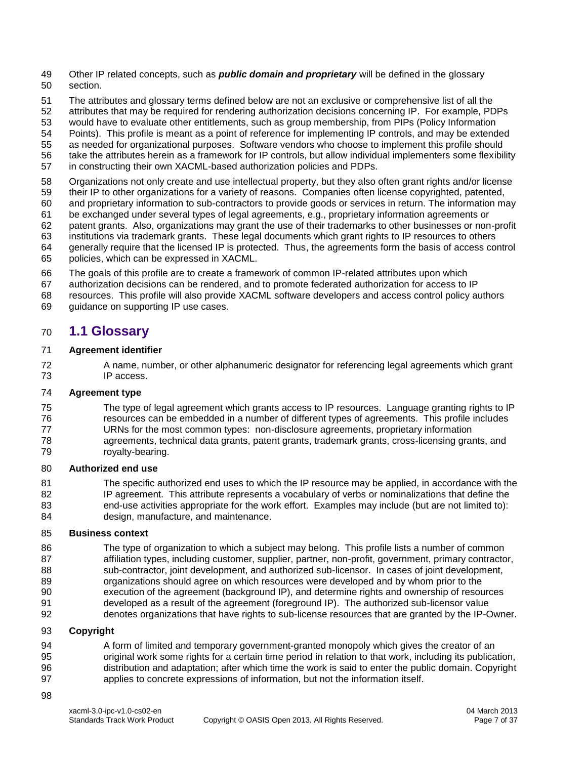Other IP related concepts, such as ***public domain and proprietary*** will be defined in the glossary section.

The attributes and glossary terms defined below are not an exclusive or comprehensive list of all the attributes that may be required for rendering authorization decisions concerning IP. For example, PDPs would have to evaluate other entitlements, such as group membership, from PIPs (Policy Information Points). This profile is meant as a point of reference for implementing IP controls, and may be extended as needed for organizational purposes. Software vendors who choose to implement this profile should take the attributes herein as a framework for IP controls, but allow individual implementers some flexibility in constructing their own XACML-based authorization policies and PDPs.

Organizations not only create and use intellectual property, but they also often grant rights and/or license their IP to other organizations for a variety of reasons. Companies often license copyrighted, patented, and proprietary information to sub-contractors to provide goods or services in return. The information may be exchanged under several types of legal agreements, e.g., proprietary information agreements or patent grants. Also, organizations may grant the use of their trademarks to other businesses or non-profit institutions via trademark grants. These legal documents which grant rights to IP resources to others generally require that the licensed IP is protected. Thus, the agreements form the basis of access control policies, which can be expressed in XACML.

The goals of this profile are to create a framework of common IP-related attributes upon which authorization decisions can be rendered, and to promote federated authorization for access to IP resources. This profile will also provide XACML software developers and access control policy authors guidance on supporting IP use cases.

## 1.1 Glossary

**Agreement identifier**

A name, number, or other alphanumeric designator for referencing legal agreements which grant IP access.

**Agreement type**

The type of legal agreement which grants access to IP resources. Language granting rights to IP resources can be embedded in a number of different types of agreements. This profile includes URNs for the most common types: non-disclosure agreements, proprietary information agreements, technical data grants, patent grants, trademark grants, cross-licensing grants, and royalty-bearing.

**Authorized end use**

The specific authorized end uses to which the IP resource may be applied, in accordance with the IP agreement. This attribute represents a vocabulary of verbs or nominalizations that define the end-use activities appropriate for the work effort. Examples may include (but are not limited to): design, manufacture, and maintenance.

**Business context**

The type of organization to which a subject may belong. This profile lists a number of common affiliation types, including customer, supplier, partner, non-profit, government, primary contractor, sub-contractor, joint development, and authorized sub-licensor. In cases of joint development, organizations should agree on which resources were developed and by whom prior to the execution of the agreement (background IP), and determine rights and ownership of resources developed as a result of the agreement (foreground IP). The authorized sub-licensor value denotes organizations that have rights to sub-license resources that are granted by the IP-Owner.

**Copyright**

A form of limited and temporary government-granted monopoly which gives the creator of an original work some rights for a certain time period in relation to that work, including its publication, distribution and adaptation; after which time the work is said to enter the public domain. Copyright applies to concrete expressions of information, but not the information itself.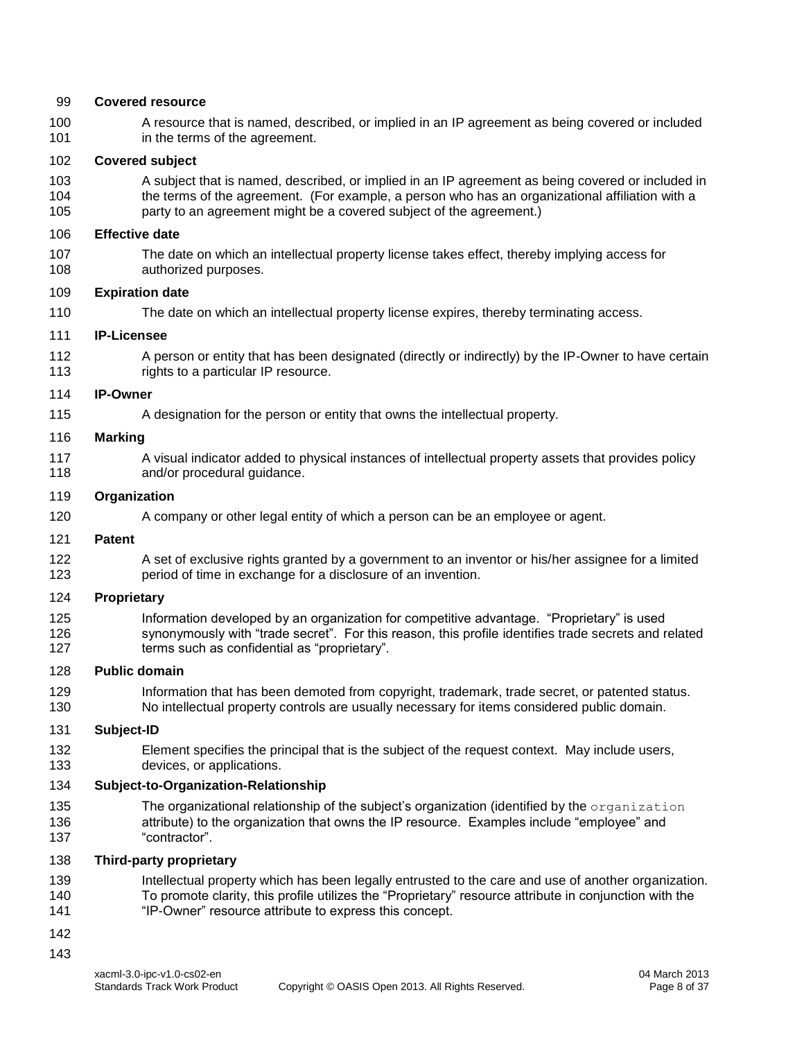**Covered resource**

A resource that is named, described, or implied in an IP agreement as being covered or included in the terms of the agreement.

**Covered subject**

A subject that is named, described, or implied in an IP agreement as being covered or included in the terms of the agreement. (For example, a person who has an organizational affiliation with a party to an agreement might be a covered subject of the agreement.)

**Effective date**

The date on which an intellectual property license takes effect, thereby implying access for authorized purposes.

**Expiration date**

The date on which an intellectual property license expires, thereby terminating access.

**IP-Licensee**

A person or entity that has been designated (directly or indirectly) by the IP-Owner to have certain rights to a particular IP resource.

**IP-Owner**

A designation for the person or entity that owns the intellectual property.

**Marking**

A visual indicator added to physical instances of intellectual property assets that provides policy and/or procedural guidance.

**Organization**

A company or other legal entity of which a person can be an employee or agent.

**Patent**

A set of exclusive rights granted by a government to an inventor or his/her assignee for a limited period of time in exchange for a disclosure of an invention.

**Proprietary**

Information developed by an organization for competitive advantage. "Proprietary" is used synonymously with "trade secret". For this reason, this profile identifies trade secrets and related terms such as confidential as "proprietary".

**Public domain**

Information that has been demoted from copyright, trademark, trade secret, or patented status. No intellectual property controls are usually necessary for items considered public domain.

**Subject-ID**

Element specifies the principal that is the subject of the request context. May include users, devices, or applications.

**Subject-to-Organization-Relationship**

The organizational relationship of the subject's organization (identified by the `organization` attribute) to the organization that owns the IP resource. Examples include "employee" and "contractor".

**Third-party proprietary**

Intellectual property which has been legally entrusted to the care and use of another organization. To promote clarity, this profile utilizes the "Proprietary" resource attribute in conjunction with the "IP-Owner" resource attribute to express this concept.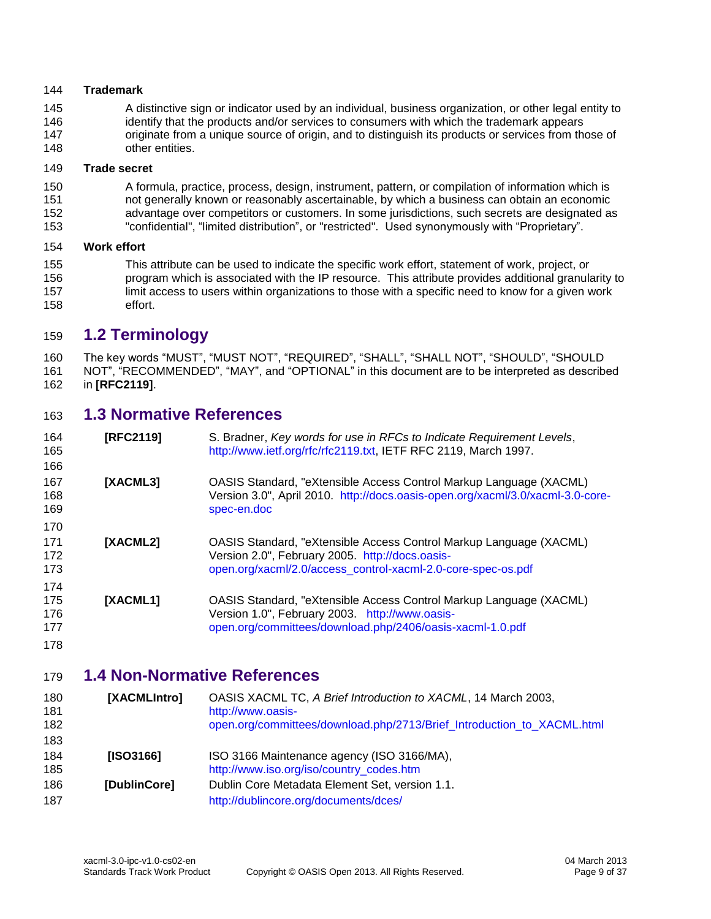**Trademark**

A distinctive sign or indicator used by an individual, business organization, or other legal entity to identify that the products and/or services to consumers with which the trademark appears originate from a unique source of origin, and to distinguish its products or services from those of other entities.

**Trade secret**

A formula, practice, process, design, instrument, pattern, or compilation of information which is not generally known or reasonably ascertainable, by which a business can obtain an economic advantage over competitors or customers. In some jurisdictions, such secrets are designated as "confidential", "limited distribution", or "restricted". Used synonymously with "Proprietary".

**Work effort**

This attribute can be used to indicate the specific work effort, statement of work, project, or program which is associated with the IP resource. This attribute provides additional granularity to limit access to users within organizations to those with a specific need to know for a given work effort.

## 1.2 Terminology

The key words "MUST", "MUST NOT", "REQUIRED", "SHALL", "SHALL NOT", "SHOULD", "SHOULD NOT", "RECOMMENDED", "MAY", and "OPTIONAL" in this document are to be interpreted as described in **[RFC2119]**.

## 1.3 Normative References

**[RFC2119]** S. Bradner, *Key words for use in RFCs to Indicate Requirement Levels*, http://www.ietf.org/rfc/rfc2119.txt, IETF RFC 2119, March 1997.

**[XACML3]** OASIS Standard, "eXtensible Access Control Markup Language (XACML) Version 3.0", April 2010. http://docs.oasis-open.org/xacml/3.0/xacml-3.0-core-spec-en.doc

**[XACML2]** OASIS Standard, "eXtensible Access Control Markup Language (XACML) Version 2.0", February 2005. http://docs.oasis-open.org/xacml/2.0/access_control-xacml-2.0-core-spec-os.pdf

**[XACML1]** OASIS Standard, "eXtensible Access Control Markup Language (XACML) Version 1.0", February 2003. http://www.oasis-open.org/committees/download.php/2406/oasis-xacml-1.0.pdf

## 1.4 Non-Normative References

**[XACMLIntro]** OASIS XACML TC, *A Brief Introduction to XACML*, 14 March 2003, http://www.oasis-open.org/committees/download.php/2713/Brief_Introduction_to_XACML.html

**[ISO3166]** ISO 3166 Maintenance agency (ISO 3166/MA), http://www.iso.org/iso/country_codes.htm

**[DublinCore]** Dublin Core Metadata Element Set, version 1.1. http://dublincore.org/documents/dces/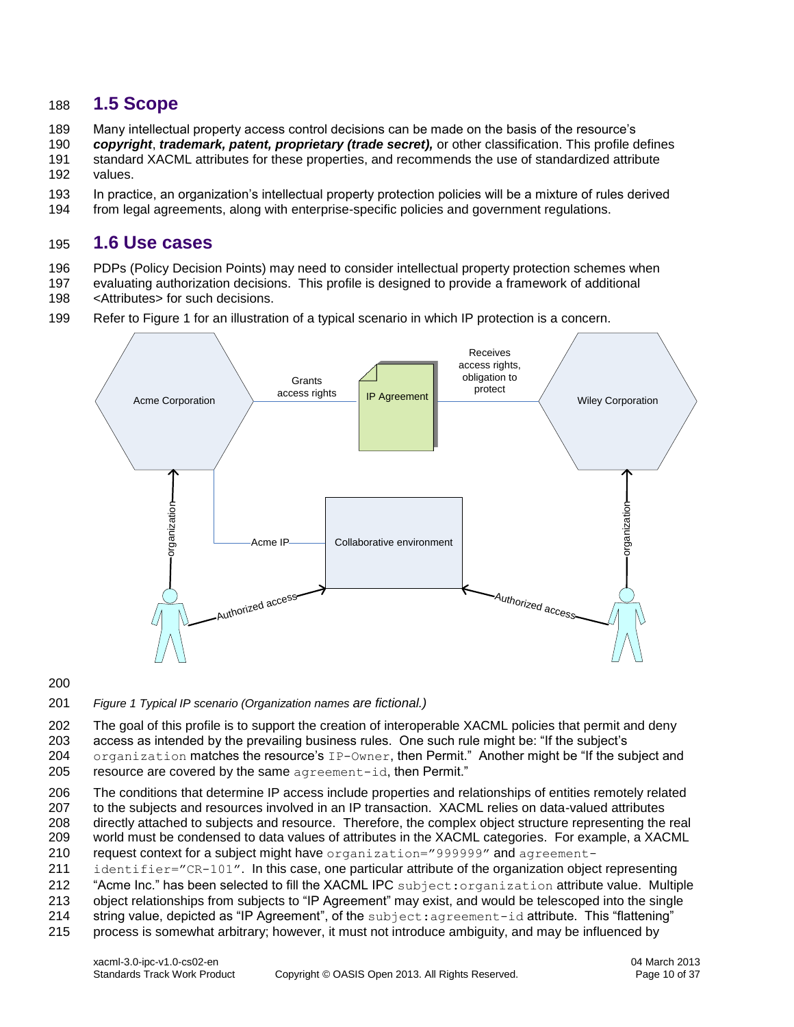## 1.5 Scope

Many intellectual property access control decisions can be made on the basis of the resource's ***copyright***, ***trademark, patent, proprietary (trade secret),*** or other classification. This profile defines standard XACML attributes for these properties, and recommends the use of standardized attribute values.

In practice, an organization's intellectual property protection policies will be a mixture of rules derived from legal agreements, along with enterprise-specific policies and government regulations.

## 1.6 Use cases

PDPs (Policy Decision Points) may need to consider intellectual property protection schemes when evaluating authorization decisions. This profile is designed to provide a framework of additional <Attributes> for such decisions.

Refer to Figure 1 for an illustration of a typical scenario in which IP protection is a concern.

*Figure 1 Typical IP scenario (Organization names are fictional.)*

The goal of this profile is to support the creation of interoperable XACML policies that permit and deny access as intended by the prevailing business rules. One such rule might be: "If the subject's `organization` matches the resource's `IP-Owner`, then Permit." Another might be "If the subject and resource are covered by the same `agreement-id`, then Permit."

The conditions that determine IP access include properties and relationships of entities remotely related to the subjects and resources involved in an IP transaction. XACML relies on data-valued attributes directly attached to subjects and resource. Therefore, the complex object structure representing the real world must be condensed to data values of attributes in the XACML categories. For example, a XACML request context for a subject might have `organization="999999"` and `agreement-identifier="CR-101"`. In this case, one particular attribute of the organization object representing "Acme Inc." has been selected to fill the XACML IPC `subject:organization` attribute value. Multiple object relationships from subjects to "IP Agreement" may exist, and would be telescoped into the single string value, depicted as "IP Agreement", of the `subject:agreement-id` attribute. This "flattening" process is somewhat arbitrary; however, it must not introduce ambiguity, and may be influenced by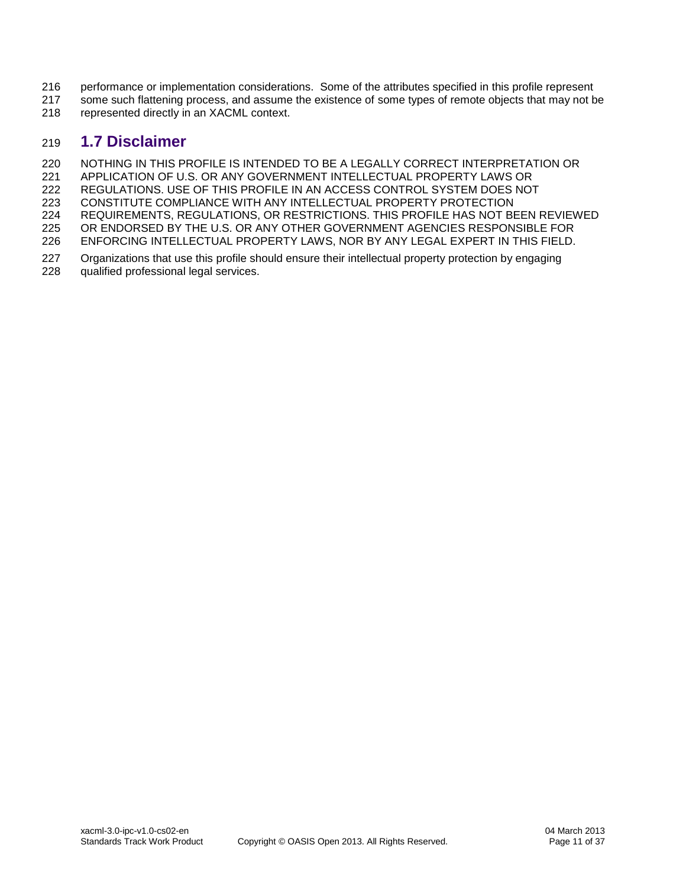performance or implementation considerations. Some of the attributes specified in this profile represent some such flattening process, and assume the existence of some types of remote objects that may not be represented directly in an XACML context.

## 1.7 Disclaimer

NOTHING IN THIS PROFILE IS INTENDED TO BE A LEGALLY CORRECT INTERPRETATION OR APPLICATION OF U.S. OR ANY GOVERNMENT INTELLECTUAL PROPERTY LAWS OR REGULATIONS. USE OF THIS PROFILE IN AN ACCESS CONTROL SYSTEM DOES NOT CONSTITUTE COMPLIANCE WITH ANY INTELLECTUAL PROPERTY PROTECTION REQUIREMENTS, REGULATIONS, OR RESTRICTIONS. THIS PROFILE HAS NOT BEEN REVIEWED OR ENDORSED BY THE U.S. OR ANY OTHER GOVERNMENT AGENCIES RESPONSIBLE FOR ENFORCING INTELLECTUAL PROPERTY LAWS, NOR BY ANY LEGAL EXPERT IN THIS FIELD.

Organizations that use this profile should ensure their intellectual property protection by engaging qualified professional legal services.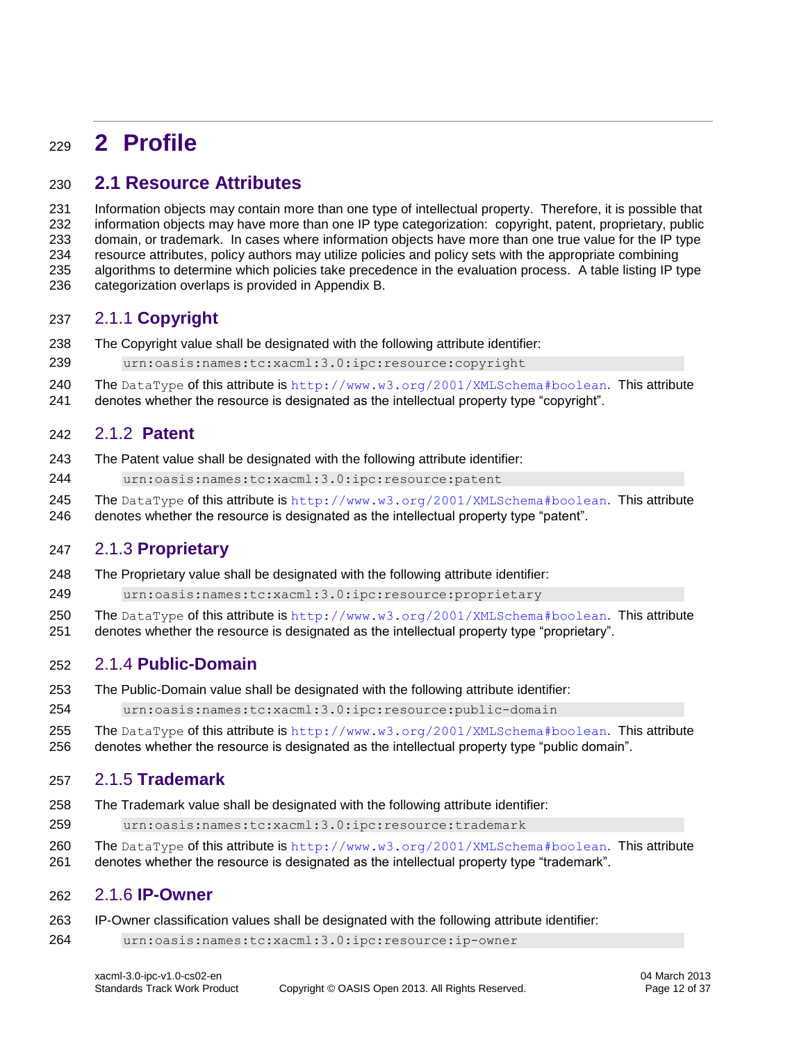# 2 Profile

## 2.1 Resource Attributes

Information objects may contain more than one type of intellectual property. Therefore, it is possible that information objects may have more than one IP type categorization: copyright, patent, proprietary, public domain, or trademark. In cases where information objects have more than one true value for the IP type resource attributes, policy authors may utilize policies and policy sets with the appropriate combining algorithms to determine which policies take precedence in the evaluation process. A table listing IP type categorization overlaps is provided in Appendix B.

### 2.1.1 Copyright

The Copyright value shall be designated with the following attribute identifier:

```
urn:oasis:names:tc:xacml:3.0:ipc:resource:copyright
```

The `DataType` of this attribute is http://www.w3.org/2001/XMLSchema#boolean. This attribute denotes whether the resource is designated as the intellectual property type "copyright".

### 2.1.2 Patent

The Patent value shall be designated with the following attribute identifier:

```
urn:oasis:names:tc:xacml:3.0:ipc:resource:patent
```

The `DataType` of this attribute is http://www.w3.org/2001/XMLSchema#boolean. This attribute denotes whether the resource is designated as the intellectual property type "patent".

### 2.1.3 Proprietary

The Proprietary value shall be designated with the following attribute identifier:

```
urn:oasis:names:tc:xacml:3.0:ipc:resource:proprietary
```

The `DataType` of this attribute is http://www.w3.org/2001/XMLSchema#boolean. This attribute denotes whether the resource is designated as the intellectual property type "proprietary".

### 2.1.4 Public-Domain

The Public-Domain value shall be designated with the following attribute identifier:

```
urn:oasis:names:tc:xacml:3.0:ipc:resource:public-domain
```

The `DataType` of this attribute is http://www.w3.org/2001/XMLSchema#boolean. This attribute denotes whether the resource is designated as the intellectual property type "public domain".

### 2.1.5 Trademark

The Trademark value shall be designated with the following attribute identifier:

```
urn:oasis:names:tc:xacml:3.0:ipc:resource:trademark
```

The `DataType` of this attribute is http://www.w3.org/2001/XMLSchema#boolean. This attribute denotes whether the resource is designated as the intellectual property type "trademark".

### 2.1.6 IP-Owner

IP-Owner classification values shall be designated with the following attribute identifier:

```
urn:oasis:names:tc:xacml:3.0:ipc:resource:ip-owner
```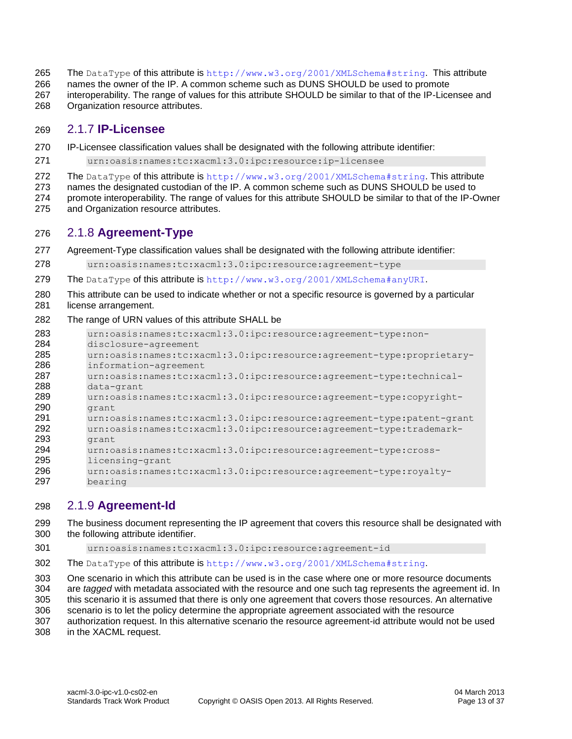The DataType of this attribute is http://www.w3.org/2001/XMLSchema#string. This attribute names the owner of the IP. A common scheme such as DUNS SHOULD be used to promote interoperability. The range of values for this attribute SHOULD be similar to that of the IP-Licensee and Organization resource attributes.

### 2.1.7 IP-Licensee

IP-Licensee classification values shall be designated with the following attribute identifier:

```
urn:oasis:names:tc:xacml:3.0:ipc:resource:ip-licensee
```

The DataType of this attribute is http://www.w3.org/2001/XMLSchema#string. This attribute names the designated custodian of the IP. A common scheme such as DUNS SHOULD be used to promote interoperability. The range of values for this attribute SHOULD be similar to that of the IP-Owner and Organization resource attributes.

### 2.1.8 Agreement-Type

Agreement-Type classification values shall be designated with the following attribute identifier:

```
urn:oasis:names:tc:xacml:3.0:ipc:resource:agreement-type
```

The DataType of this attribute is http://www.w3.org/2001/XMLSchema#anyURI.

This attribute can be used to indicate whether or not a specific resource is governed by a particular license arrangement.

The range of URN values of this attribute SHALL be

```
urn:oasis:names:tc:xacml:3.0:ipc:resource:agreement-type:non-
disclosure-agreement
urn:oasis:names:tc:xacml:3.0:ipc:resource:agreement-type:proprietary-
information-agreement
urn:oasis:names:tc:xacml:3.0:ipc:resource:agreement-type:technical-
data-grant
urn:oasis:names:tc:xacml:3.0:ipc:resource:agreement-type:copyright-
grant
urn:oasis:names:tc:xacml:3.0:ipc:resource:agreement-type:patent-grant
urn:oasis:names:tc:xacml:3.0:ipc:resource:agreement-type:trademark-
grant
urn:oasis:names:tc:xacml:3.0:ipc:resource:agreement-type:cross-
licensing-grant
urn:oasis:names:tc:xacml:3.0:ipc:resource:agreement-type:royalty-
bearing
```

### 2.1.9 Agreement-Id

The business document representing the IP agreement that covers this resource shall be designated with the following attribute identifier.

```
urn:oasis:names:tc:xacml:3.0:ipc:resource:agreement-id
```

The DataType of this attribute is http://www.w3.org/2001/XMLSchema#string.

One scenario in which this attribute can be used is in the case where one or more resource documents are *tagged* with metadata associated with the resource and one such tag represents the agreement id. In this scenario it is assumed that there is only one agreement that covers those resources. An alternative scenario is to let the policy determine the appropriate agreement associated with the resource authorization request. In this alternative scenario the resource agreement-id attribute would not be used in the XACML request.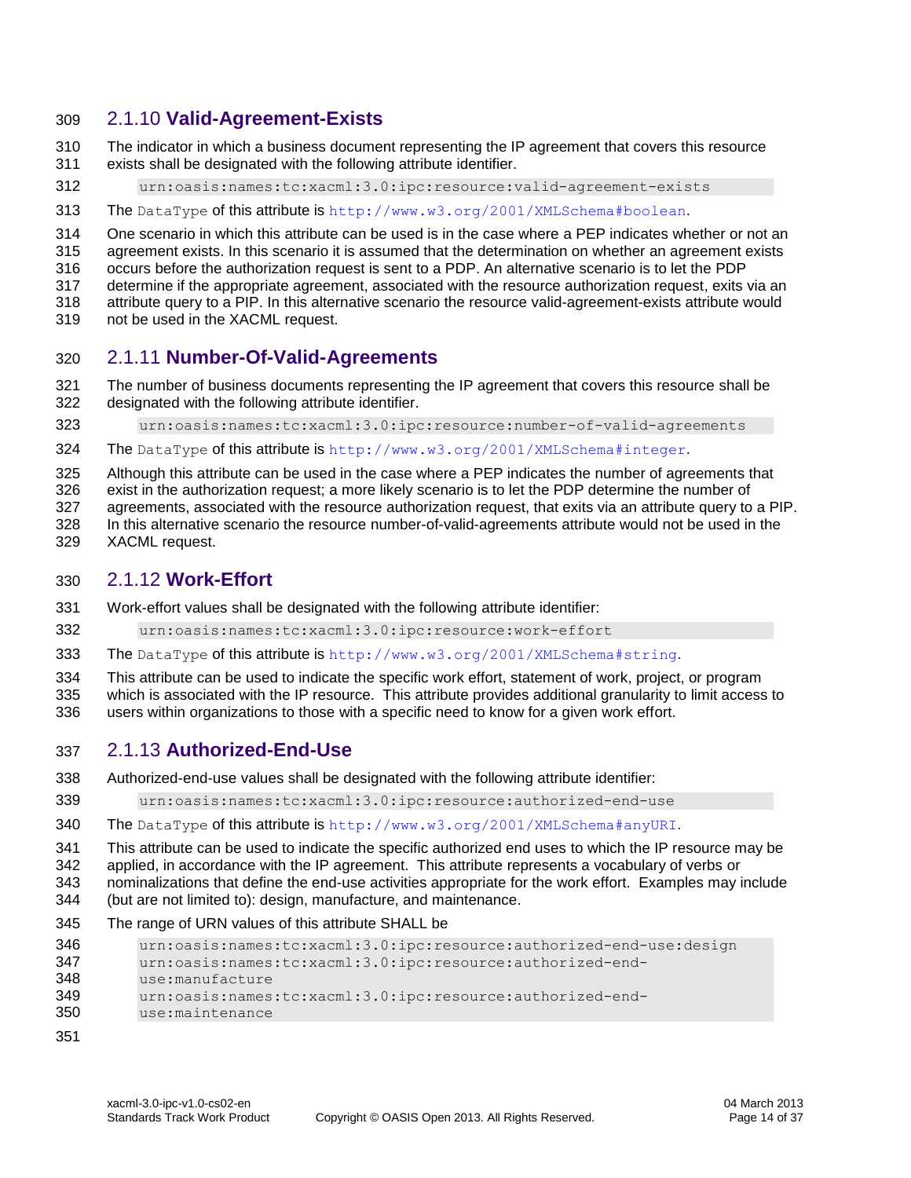### 2.1.10 **Valid-Agreement-Exists**

The indicator in which a business document representing the IP agreement that covers this resource exists shall be designated with the following attribute identifier.

```
urn:oasis:names:tc:xacml:3.0:ipc:resource:valid-agreement-exists
```

The `DataType` of this attribute is `http://www.w3.org/2001/XMLSchema#boolean`.

One scenario in which this attribute can be used is in the case where a PEP indicates whether or not an agreement exists. In this scenario it is assumed that the determination on whether an agreement exists occurs before the authorization request is sent to a PDP. An alternative scenario is to let the PDP determine if the appropriate agreement, associated with the resource authorization request, exits via an attribute query to a PIP. In this alternative scenario the resource valid-agreement-exists attribute would not be used in the XACML request.

### 2.1.11 **Number-Of-Valid-Agreements**

The number of business documents representing the IP agreement that covers this resource shall be designated with the following attribute identifier.

```
urn:oasis:names:tc:xacml:3.0:ipc:resource:number-of-valid-agreements
```

The `DataType` of this attribute is `http://www.w3.org/2001/XMLSchema#integer`.

Although this attribute can be used in the case where a PEP indicates the number of agreements that exist in the authorization request; a more likely scenario is to let the PDP determine the number of agreements, associated with the resource authorization request, that exits via an attribute query to a PIP. In this alternative scenario the resource number-of-valid-agreements attribute would not be used in the XACML request.

### 2.1.12 **Work-Effort**

Work-effort values shall be designated with the following attribute identifier:

```
urn:oasis:names:tc:xacml:3.0:ipc:resource:work-effort
```

The `DataType` of this attribute is `http://www.w3.org/2001/XMLSchema#string`.

This attribute can be used to indicate the specific work effort, statement of work, project, or program which is associated with the IP resource. This attribute provides additional granularity to limit access to users within organizations to those with a specific need to know for a given work effort.

### 2.1.13 **Authorized-End-Use**

Authorized-end-use values shall be designated with the following attribute identifier:

```
urn:oasis:names:tc:xacml:3.0:ipc:resource:authorized-end-use
```

The `DataType` of this attribute is `http://www.w3.org/2001/XMLSchema#anyURI`.

This attribute can be used to indicate the specific authorized end uses to which the IP resource may be applied, in accordance with the IP agreement. This attribute represents a vocabulary of verbs or nominalizations that define the end-use activities appropriate for the work effort. Examples may include (but are not limited to): design, manufacture, and maintenance.

The range of URN values of this attribute SHALL be

```
urn:oasis:names:tc:xacml:3.0:ipc:resource:authorized-end-use:design
urn:oasis:names:tc:xacml:3.0:ipc:resource:authorized-end-use:manufacture
urn:oasis:names:tc:xacml:3.0:ipc:resource:authorized-end-use:maintenance
```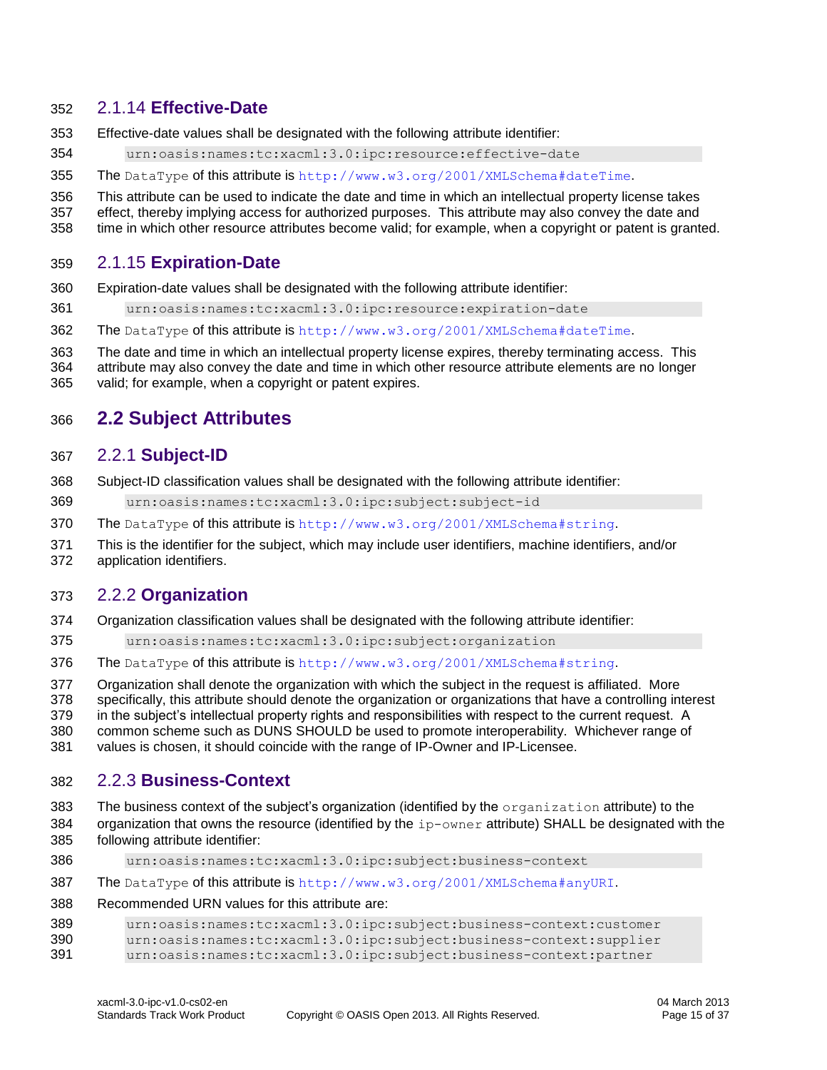### 2.1.14 Effective-Date

Effective-date values shall be designated with the following attribute identifier:

```
urn:oasis:names:tc:xacml:3.0:ipc:resource:effective-date
```

The `DataType` of this attribute is `http://www.w3.org/2001/XMLSchema#dateTime`.

This attribute can be used to indicate the date and time in which an intellectual property license takes effect, thereby implying access for authorized purposes. This attribute may also convey the date and time in which other resource attributes become valid; for example, when a copyright or patent is granted.

### 2.1.15 Expiration-Date

Expiration-date values shall be designated with the following attribute identifier:

```
urn:oasis:names:tc:xacml:3.0:ipc:resource:expiration-date
```

The `DataType` of this attribute is `http://www.w3.org/2001/XMLSchema#dateTime`.

The date and time in which an intellectual property license expires, thereby terminating access. This attribute may also convey the date and time in which other resource attribute elements are no longer valid; for example, when a copyright or patent expires.

## 2.2 Subject Attributes

### 2.2.1 Subject-ID

Subject-ID classification values shall be designated with the following attribute identifier:

```
urn:oasis:names:tc:xacml:3.0:ipc:subject:subject-id
```

The `DataType` of this attribute is `http://www.w3.org/2001/XMLSchema#string`.

This is the identifier for the subject, which may include user identifiers, machine identifiers, and/or application identifiers.

### 2.2.2 Organization

Organization classification values shall be designated with the following attribute identifier:

```
urn:oasis:names:tc:xacml:3.0:ipc:subject:organization
```

The `DataType` of this attribute is `http://www.w3.org/2001/XMLSchema#string`.

Organization shall denote the organization with which the subject in the request is affiliated. More specifically, this attribute should denote the organization or organizations that have a controlling interest in the subject's intellectual property rights and responsibilities with respect to the current request. A common scheme such as DUNS SHOULD be used to promote interoperability. Whichever range of values is chosen, it should coincide with the range of IP-Owner and IP-Licensee.

### 2.2.3 Business-Context

The business context of the subject's organization (identified by the `organization` attribute) to the organization that owns the resource (identified by the `ip-owner` attribute) SHALL be designated with the following attribute identifier:

```
urn:oasis:names:tc:xacml:3.0:ipc:subject:business-context
```

The `DataType` of this attribute is `http://www.w3.org/2001/XMLSchema#anyURI`.

Recommended URN values for this attribute are:

```
urn:oasis:names:tc:xacml:3.0:ipc:subject:business-context:customer
urn:oasis:names:tc:xacml:3.0:ipc:subject:business-context:supplier
urn:oasis:names:tc:xacml:3.0:ipc:subject:business-context:partner
```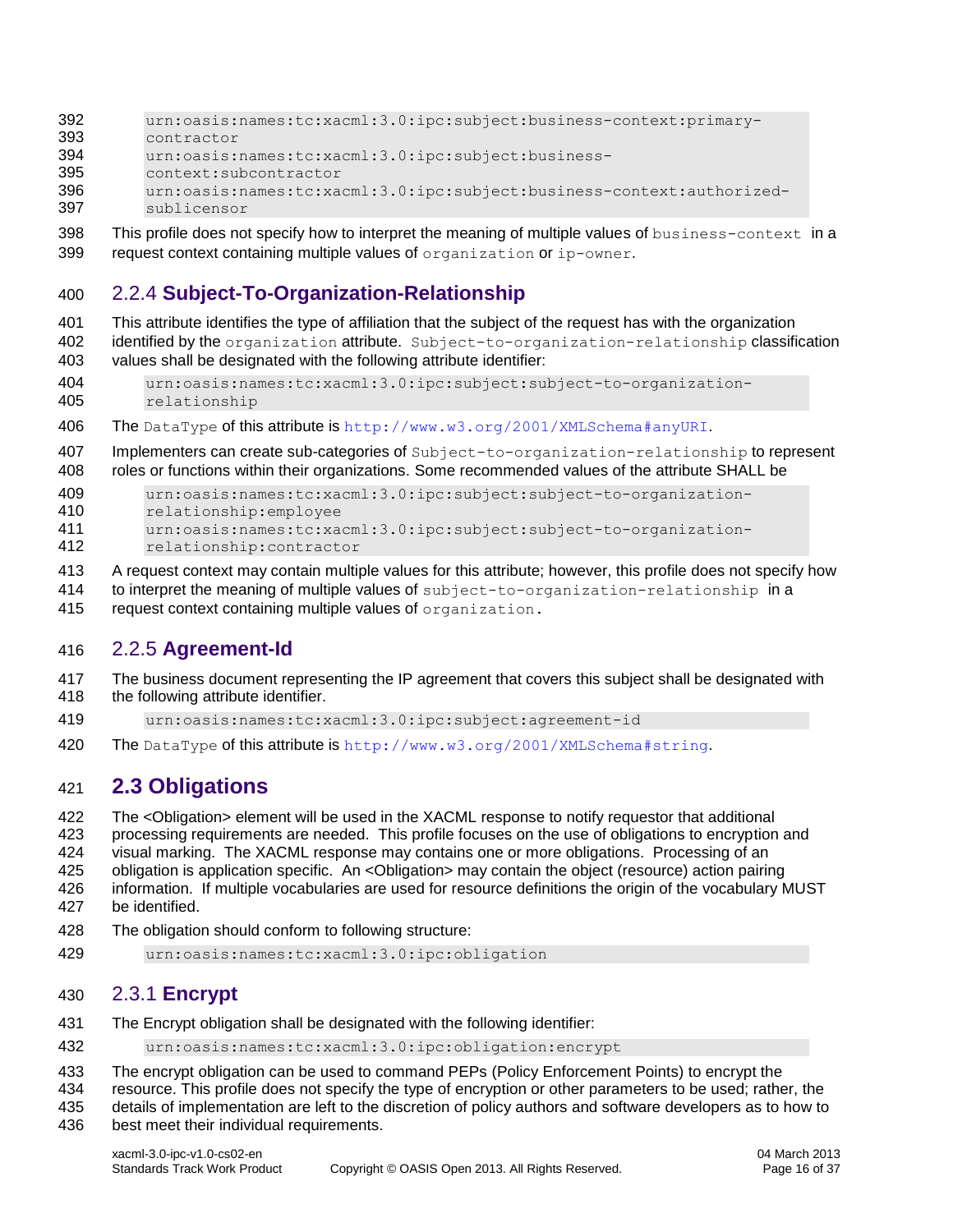```
urn:oasis:names:tc:xacml:3.0:ipc:subject:business-context:primary-contractor
urn:oasis:names:tc:xacml:3.0:ipc:subject:business-context:subcontractor
urn:oasis:names:tc:xacml:3.0:ipc:subject:business-context:authorized-sublicensor
```

This profile does not specify how to interpret the meaning of multiple values of `business-context` in a request context containing multiple values of `organization` or `ip-owner`.

### 2.2.4 Subject-To-Organization-Relationship

This attribute identifies the type of affiliation that the subject of the request has with the organization identified by the `organization` attribute. `Subject-to-organization-relationship` classification values shall be designated with the following attribute identifier:

```
urn:oasis:names:tc:xacml:3.0:ipc:subject:subject-to-organization-relationship
```

The `DataType` of this attribute is `http://www.w3.org/2001/XMLSchema#anyURI`.

Implementers can create sub-categories of `Subject-to-organization-relationship` to represent roles or functions within their organizations. Some recommended values of the attribute SHALL be

```
urn:oasis:names:tc:xacml:3.0:ipc:subject:subject-to-organization-relationship:employee
urn:oasis:names:tc:xacml:3.0:ipc:subject:subject-to-organization-relationship:contractor
```

A request context may contain multiple values for this attribute; however, this profile does not specify how to interpret the meaning of multiple values of `subject-to-organization-relationship` in a request context containing multiple values of `organization`.

### 2.2.5 Agreement-Id

The business document representing the IP agreement that covers this subject shall be designated with the following attribute identifier.

```
urn:oasis:names:tc:xacml:3.0:ipc:subject:agreement-id
```

The `DataType` of this attribute is `http://www.w3.org/2001/XMLSchema#string`.

## 2.3 Obligations

The <Obligation> element will be used in the XACML response to notify requestor that additional processing requirements are needed. This profile focuses on the use of obligations to encryption and visual marking. The XACML response may contains one or more obligations. Processing of an obligation is application specific. An <Obligation> may contain the object (resource) action pairing information. If multiple vocabularies are used for resource definitions the origin of the vocabulary MUST be identified.

The obligation should conform to following structure:

```
urn:oasis:names:tc:xacml:3.0:ipc:obligation
```

### 2.3.1 Encrypt

The Encrypt obligation shall be designated with the following identifier:

```
urn:oasis:names:tc:xacml:3.0:ipc:obligation:encrypt
```

The encrypt obligation can be used to command PEPs (Policy Enforcement Points) to encrypt the resource. This profile does not specify the type of encryption or other parameters to be used; rather, the details of implementation are left to the discretion of policy authors and software developers as to how to best meet their individual requirements.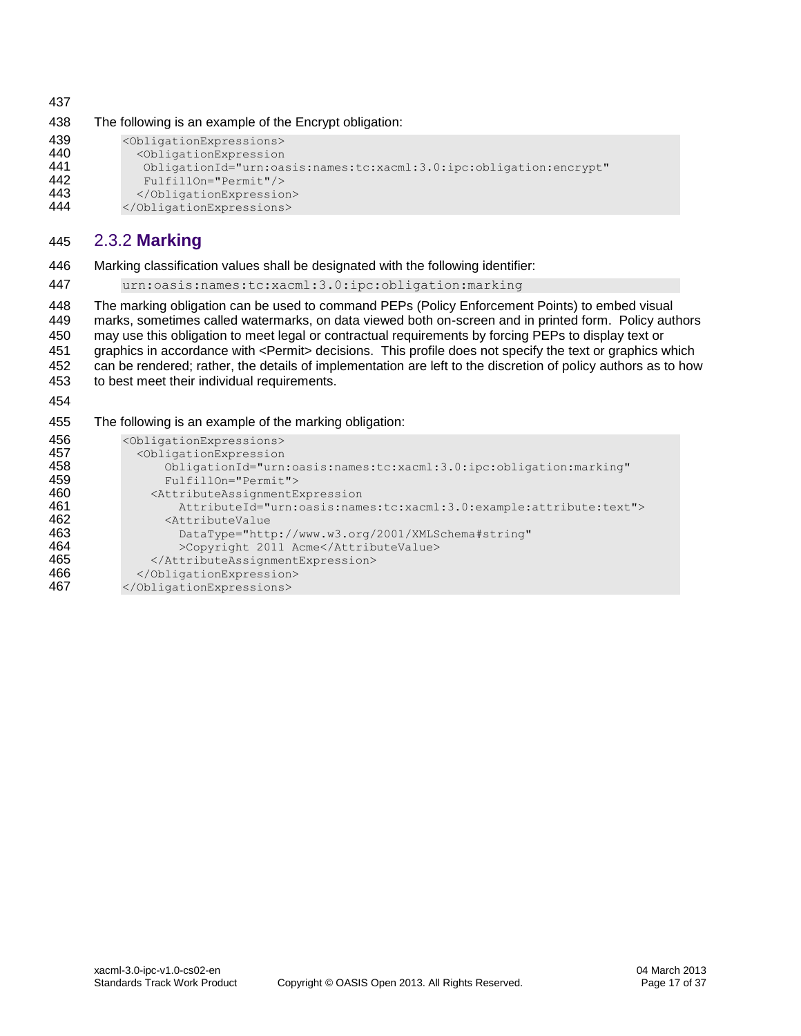The following is an example of the Encrypt obligation:

```
<ObligationExpressions>
  <ObligationExpression
   ObligationId="urn:oasis:names:tc:xacml:3.0:ipc:obligation:encrypt"
   FulfillOn="Permit"/>
  </ObligationExpression>
</ObligationExpressions>
```

### 2.3.2 Marking

Marking classification values shall be designated with the following identifier:

```
urn:oasis:names:tc:xacml:3.0:ipc:obligation:marking
```

The marking obligation can be used to command PEPs (Policy Enforcement Points) to embed visual marks, sometimes called watermarks, on data viewed both on-screen and in printed form. Policy authors may use this obligation to meet legal or contractual requirements by forcing PEPs to display text or graphics in accordance with <Permit> decisions. This profile does not specify the text or graphics which can be rendered; rather, the details of implementation are left to the discretion of policy authors as to how to best meet their individual requirements.

The following is an example of the marking obligation:

```
<ObligationExpressions>
  <ObligationExpression
     ObligationId="urn:oasis:names:tc:xacml:3.0:ipc:obligation:marking"
     FulfillOn="Permit">
    <AttributeAssignmentExpression
       AttributeId="urn:oasis:names:tc:xacml:3.0:example:attribute:text">
      <AttributeValue
        DataType="http://www.w3.org/2001/XMLSchema#string"
        >Copyright 2011 Acme</AttributeValue>
    </AttributeAssignmentExpression>
  </ObligationExpression>
</ObligationExpressions>
```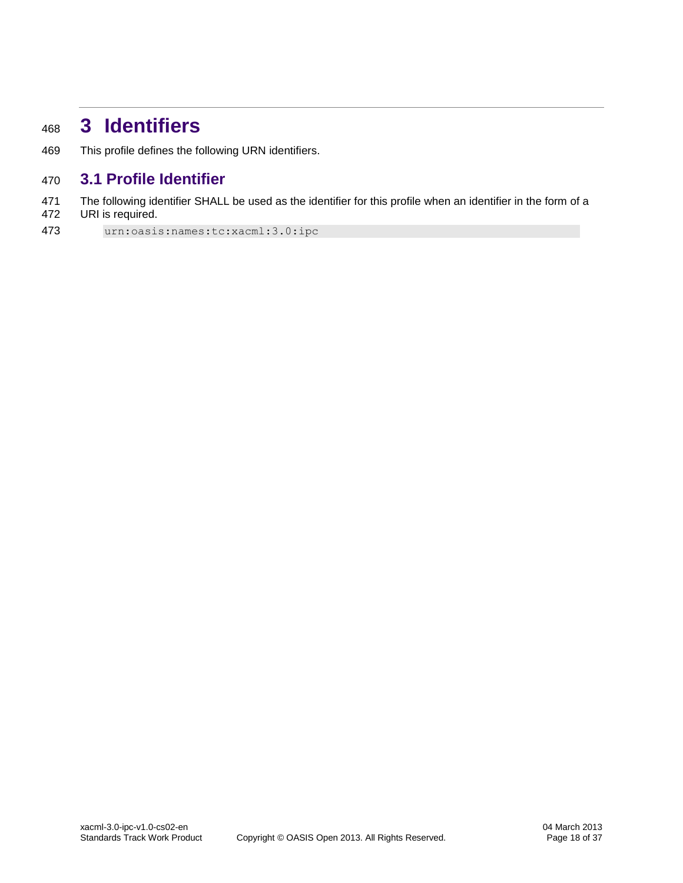# 3 Identifiers

This profile defines the following URN identifiers.

## 3.1 Profile Identifier

The following identifier SHALL be used as the identifier for this profile when an identifier in the form of a URI is required.

```
urn:oasis:names:tc:xacml:3.0:ipc
```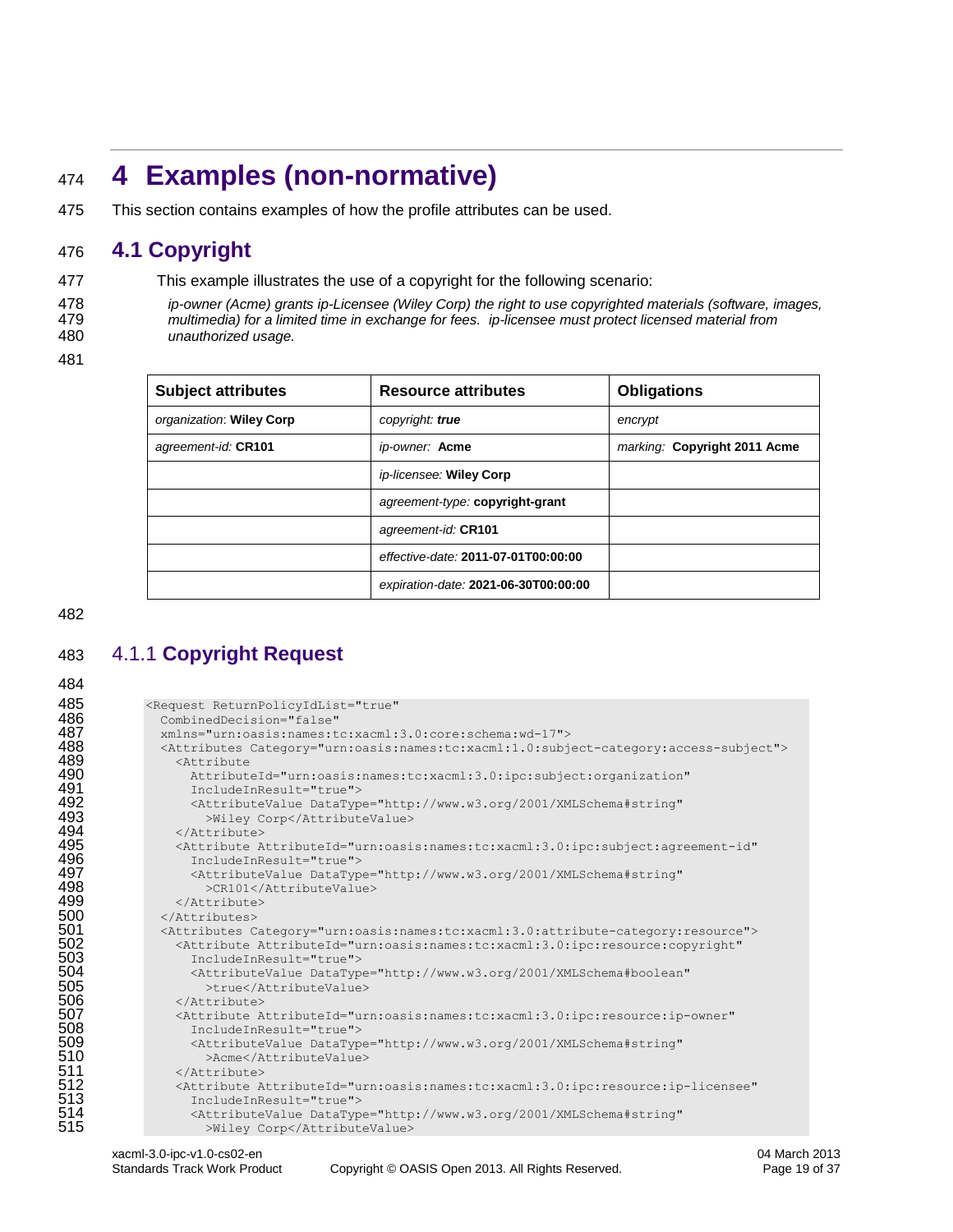# 4 Examples (non-normative)

This section contains examples of how the profile attributes can be used.

## 4.1 Copyright

This example illustrates the use of a copyright for the following scenario:

*ip-owner (Acme) grants ip-Licensee (Wiley Corp) the right to use copyrighted materials (software, images, multimedia) for a limited time in exchange for fees. ip-licensee must protect licensed material from unauthorized usage.*

| Subject attributes | Resource attributes | Obligations |
|---|---|---|
| *organization*: **Wiley Corp** | *copyright*: ***true*** | *encrypt* |
| *agreement-id*: **CR101** | *ip-owner*: **Acme** | *marking*: **Copyright 2011 Acme** |
| | *ip-licensee*: **Wiley Corp** | |
| | *agreement-type*: **copyright-grant** | |
| | *agreement-id*: **CR101** | |
| | *effective-date*: **2011-07-01T00:00:00** | |
| | *expiration-date*: **2021-06-30T00:00:00** | |

### 4.1.1 Copyright Request

```
<Request ReturnPolicyIdList="true"
  CombinedDecision="false"
  xmlns="urn:oasis:names:tc:xacml:3.0:core:schema:wd-17">
  <Attributes Category="urn:oasis:names:tc:xacml:1.0:subject-category:access-subject">
    <Attribute
      AttributeId="urn:oasis:names:tc:xacml:3.0:ipc:subject:organization"
      IncludeInResult="true">
      <AttributeValue DataType="http://www.w3.org/2001/XMLSchema#string"
        >Wiley Corp</AttributeValue>
    </Attribute>
    <Attribute AttributeId="urn:oasis:names:tc:xacml:3.0:ipc:subject:agreement-id"
      IncludeInResult="true">
      <AttributeValue DataType="http://www.w3.org/2001/XMLSchema#string"
        >CR101</AttributeValue>
    </Attribute>
  </Attributes>
  <Attributes Category="urn:oasis:names:tc:xacml:3.0:attribute-category:resource">
    <Attribute AttributeId="urn:oasis:names:tc:xacml:3.0:ipc:resource:copyright"
      IncludeInResult="true">
      <AttributeValue DataType="http://www.w3.org/2001/XMLSchema#boolean"
        >true</AttributeValue>
    </Attribute>
    <Attribute AttributeId="urn:oasis:names:tc:xacml:3.0:ipc:resource:ip-owner"
      IncludeInResult="true">
      <AttributeValue DataType="http://www.w3.org/2001/XMLSchema#string"
        >Acme</AttributeValue>
    </Attribute>
    <Attribute AttributeId="urn:oasis:names:tc:xacml:3.0:ipc:resource:ip-licensee"
      IncludeInResult="true">
      <AttributeValue DataType="http://www.w3.org/2001/XMLSchema#string"
        >Wiley Corp</AttributeValue>
```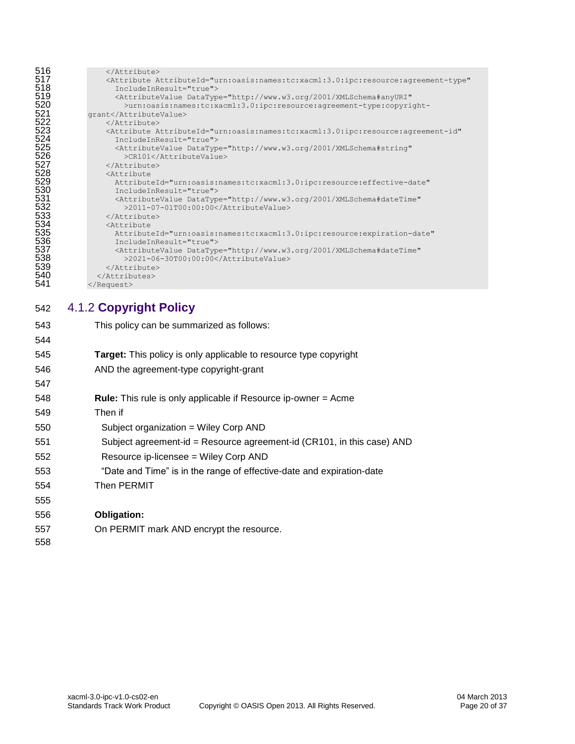```
      </Attribute>
      <Attribute AttributeId="urn:oasis:names:tc:xacml:3.0:ipc:resource:agreement-type"
        IncludeInResult="true">
        <AttributeValue DataType="http://www.w3.org/2001/XMLSchema#anyURI"
          >urn:oasis:names:tc:xacml:3.0:ipc:resource:agreement-type:copyright-
grant</AttributeValue>
      </Attribute>
      <Attribute AttributeId="urn:oasis:names:tc:xacml:3.0:ipc:resource:agreement-id"
        IncludeInResult="true">
        <AttributeValue DataType="http://www.w3.org/2001/XMLSchema#string"
          >CR101</AttributeValue>
      </Attribute>
      <Attribute
        AttributeId="urn:oasis:names:tc:xacml:3.0:ipc:resource:effective-date"
        IncludeInResult="true">
        <AttributeValue DataType="http://www.w3.org/2001/XMLSchema#dateTime"
          >2011-07-01T00:00:00</AttributeValue>
      </Attribute>
      <Attribute
        AttributeId="urn:oasis:names:tc:xacml:3.0:ipc:resource:expiration-date"
        IncludeInResult="true">
        <AttributeValue DataType="http://www.w3.org/2001/XMLSchema#dateTime"
          >2021-06-30T00:00:00</AttributeValue>
      </Attribute>
    </Attributes>
</Request>
```

### 4.1.2 Copyright Policy

This policy can be summarized as follows:

**Target:** This policy is only applicable to resource type copyright
AND the agreement-type copyright-grant

**Rule:** This rule is only applicable if Resource ip-owner = Acme
Then if
  Subject organization = Wiley Corp AND
  Subject agreement-id = Resource agreement-id (CR101, in this case) AND
  Resource ip-licensee = Wiley Corp AND
  “Date and Time” is in the range of effective-date and expiration-date
Then PERMIT

**Obligation:**
On PERMIT mark AND encrypt the resource.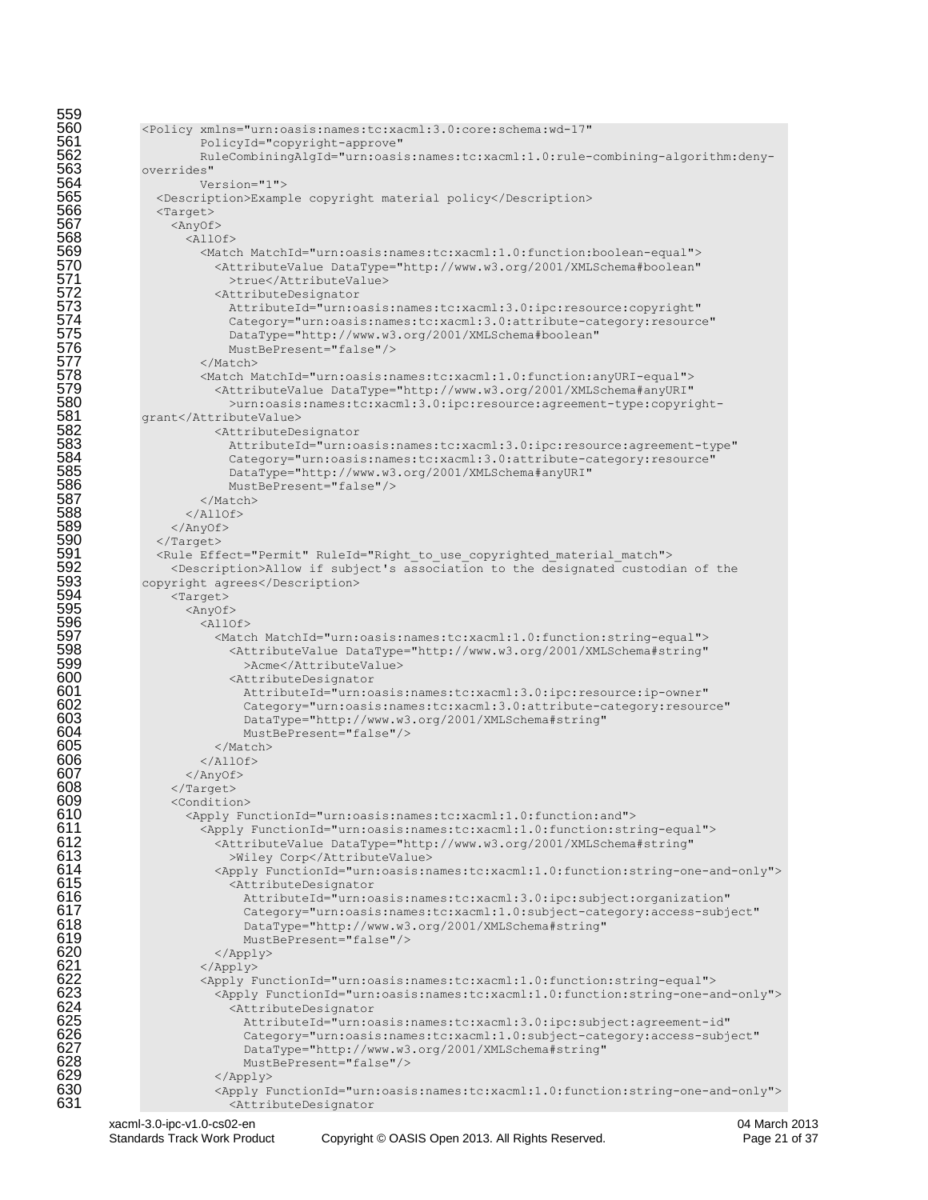```
<Policy xmlns="urn:oasis:names:tc:xacml:3.0:core:schema:wd-17"
        PolicyId="copyright-approve"
        RuleCombiningAlgId="urn:oasis:names:tc:xacml:1.0:rule-combining-algorithm:deny-
overrides"
        Version="1">
  <Description>Example copyright material policy</Description>
  <Target>
    <AnyOf>
      <AllOf>
        <Match MatchId="urn:oasis:names:tc:xacml:1.0:function:boolean-equal">
          <AttributeValue DataType="http://www.w3.org/2001/XMLSchema#boolean"
            >true</AttributeValue>
          <AttributeDesignator
            AttributeId="urn:oasis:names:tc:xacml:3.0:ipc:resource:copyright"
            Category="urn:oasis:names:tc:xacml:3.0:attribute-category:resource"
            DataType="http://www.w3.org/2001/XMLSchema#boolean"
            MustBePresent="false"/>
        </Match>
        <Match MatchId="urn:oasis:names:tc:xacml:1.0:function:anyURI-equal">
          <AttributeValue DataType="http://www.w3.org/2001/XMLSchema#anyURI"
            >urn:oasis:names:tc:xacml:3.0:ipc:resource:agreement-type:copyright-
grant</AttributeValue>
          <AttributeDesignator
            AttributeId="urn:oasis:names:tc:xacml:3.0:ipc:resource:agreement-type"
            Category="urn:oasis:names:tc:xacml:3.0:attribute-category:resource"
            DataType="http://www.w3.org/2001/XMLSchema#anyURI"
            MustBePresent="false"/>
        </Match>
      </AllOf>
    </AnyOf>
  </Target>
  <Rule Effect="Permit" RuleId="Right_to_use_copyrighted_material_match">
    <Description>Allow if subject's association to the designated custodian of the
copyright agrees</Description>
    <Target>
      <AnyOf>
        <AllOf>
          <Match MatchId="urn:oasis:names:tc:xacml:1.0:function:string-equal">
            <AttributeValue DataType="http://www.w3.org/2001/XMLSchema#string"
              >Acme</AttributeValue>
            <AttributeDesignator
              AttributeId="urn:oasis:names:tc:xacml:3.0:ipc:resource:ip-owner"
              Category="urn:oasis:names:tc:xacml:3.0:attribute-category:resource"
              DataType="http://www.w3.org/2001/XMLSchema#string"
              MustBePresent="false"/>
          </Match>
        </AllOf>
      </AnyOf>
    </Target>
    <Condition>
      <Apply FunctionId="urn:oasis:names:tc:xacml:1.0:function:and">
        <Apply FunctionId="urn:oasis:names:tc:xacml:1.0:function:string-equal">
          <AttributeValue DataType="http://www.w3.org/2001/XMLSchema#string"
            >Wiley Corp</AttributeValue>
          <Apply FunctionId="urn:oasis:names:tc:xacml:1.0:function:string-one-and-only">
            <AttributeDesignator
              AttributeId="urn:oasis:names:tc:xacml:3.0:ipc:subject:organization"
              Category="urn:oasis:names:tc:xacml:1.0:subject-category:access-subject"
              DataType="http://www.w3.org/2001/XMLSchema#string"
              MustBePresent="false"/>
          </Apply>
        </Apply>
        <Apply FunctionId="urn:oasis:names:tc:xacml:1.0:function:string-equal">
          <Apply FunctionId="urn:oasis:names:tc:xacml:1.0:function:string-one-and-only">
            <AttributeDesignator
              AttributeId="urn:oasis:names:tc:xacml:3.0:ipc:subject:agreement-id"
              Category="urn:oasis:names:tc:xacml:1.0:subject-category:access-subject"
              DataType="http://www.w3.org/2001/XMLSchema#string"
              MustBePresent="false"/>
          </Apply>
          <Apply FunctionId="urn:oasis:names:tc:xacml:1.0:function:string-one-and-only">
            <AttributeDesignator
```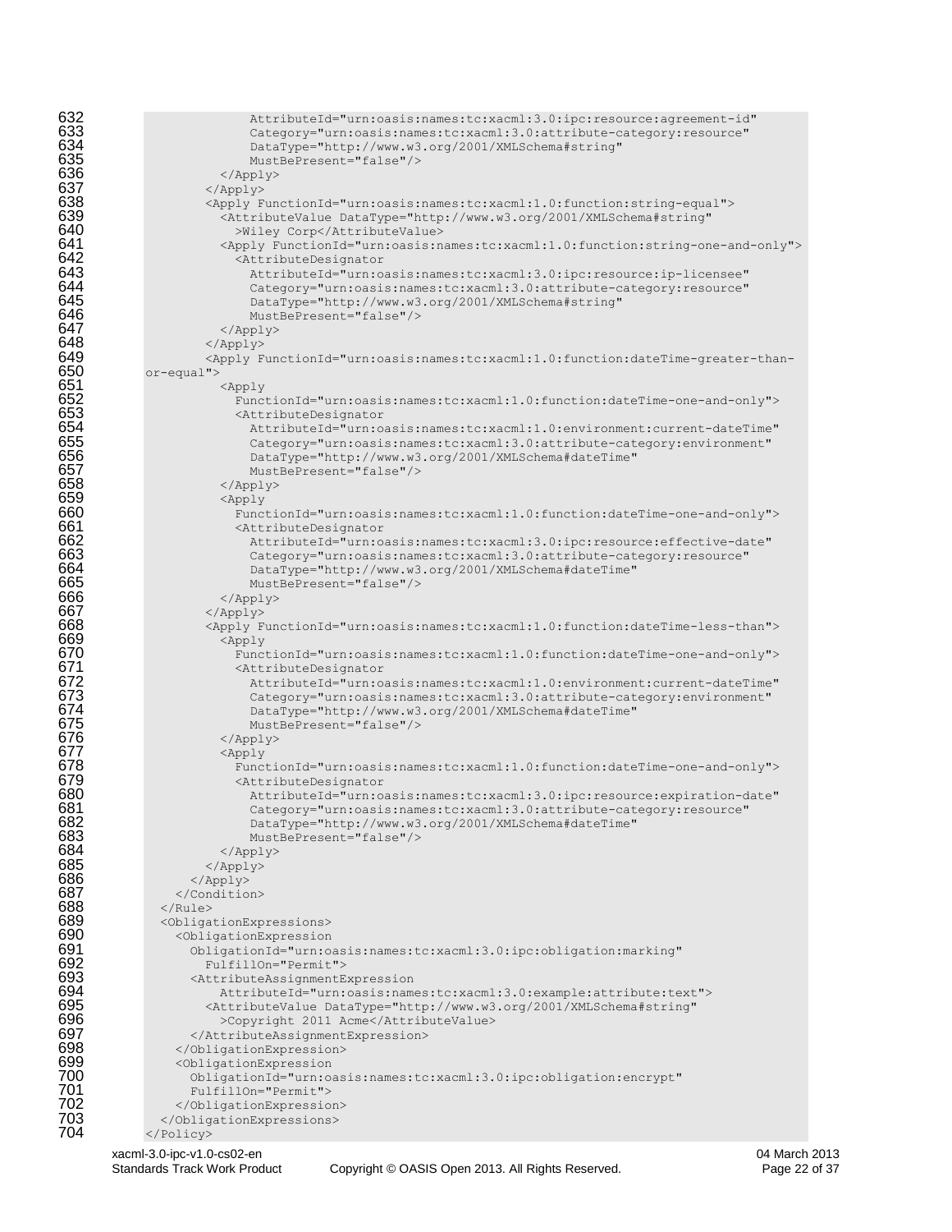```
                AttributeId="urn:oasis:names:tc:xacml:3.0:ipc:resource:agreement-id"
                Category="urn:oasis:names:tc:xacml:3.0:attribute-category:resource"
                DataType="http://www.w3.org/2001/XMLSchema#string"
                MustBePresent="false"/>
            </Apply>
          </Apply>
          <Apply FunctionId="urn:oasis:names:tc:xacml:1.0:function:string-equal">
            <AttributeValue DataType="http://www.w3.org/2001/XMLSchema#string"
              >Wiley Corp</AttributeValue>
            <Apply FunctionId="urn:oasis:names:tc:xacml:1.0:function:string-one-and-only">
              <AttributeDesignator
                AttributeId="urn:oasis:names:tc:xacml:3.0:ipc:resource:ip-licensee"
                Category="urn:oasis:names:tc:xacml:3.0:attribute-category:resource"
                DataType="http://www.w3.org/2001/XMLSchema#string"
                MustBePresent="false"/>
            </Apply>
          </Apply>
          <Apply FunctionId="urn:oasis:names:tc:xacml:1.0:function:dateTime-greater-than-
or-equal">
            <Apply
              FunctionId="urn:oasis:names:tc:xacml:1.0:function:dateTime-one-and-only">
              <AttributeDesignator
                AttributeId="urn:oasis:names:tc:xacml:1.0:environment:current-dateTime"
                Category="urn:oasis:names:tc:xacml:3.0:attribute-category:environment"
                DataType="http://www.w3.org/2001/XMLSchema#dateTime"
                MustBePresent="false"/>
            </Apply>
            <Apply
              FunctionId="urn:oasis:names:tc:xacml:1.0:function:dateTime-one-and-only">
              <AttributeDesignator
                AttributeId="urn:oasis:names:tc:xacml:3.0:ipc:resource:effective-date"
                Category="urn:oasis:names:tc:xacml:3.0:attribute-category:resource"
                DataType="http://www.w3.org/2001/XMLSchema#dateTime"
                MustBePresent="false"/>
            </Apply>
          </Apply>
          <Apply FunctionId="urn:oasis:names:tc:xacml:1.0:function:dateTime-less-than">
            <Apply
              FunctionId="urn:oasis:names:tc:xacml:1.0:function:dateTime-one-and-only">
              <AttributeDesignator
                AttributeId="urn:oasis:names:tc:xacml:1.0:environment:current-dateTime"
                Category="urn:oasis:names:tc:xacml:3.0:attribute-category:environment"
                DataType="http://www.w3.org/2001/XMLSchema#dateTime"
                MustBePresent="false"/>
            </Apply>
            <Apply
              FunctionId="urn:oasis:names:tc:xacml:1.0:function:dateTime-one-and-only">
              <AttributeDesignator
                AttributeId="urn:oasis:names:tc:xacml:3.0:ipc:resource:expiration-date"
                Category="urn:oasis:names:tc:xacml:3.0:attribute-category:resource"
                DataType="http://www.w3.org/2001/XMLSchema#dateTime"
                MustBePresent="false"/>
            </Apply>
          </Apply>
        </Apply>
      </Condition>
    </Rule>
    <ObligationExpressions>
      <ObligationExpression
        ObligationId="urn:oasis:names:tc:xacml:3.0:ipc:obligation:marking"
          FulfillOn="Permit">
        <AttributeAssignmentExpression
            AttributeId="urn:oasis:names:tc:xacml:3.0:example:attribute:text">
          <AttributeValue DataType="http://www.w3.org/2001/XMLSchema#string"
            >Copyright 2011 Acme</AttributeValue>
        </AttributeAssignmentExpression>
      </ObligationExpression>
      <ObligationExpression
        ObligationId="urn:oasis:names:tc:xacml:3.0:ipc:obligation:encrypt"
        FulfillOn="Permit">
      </ObligationExpression>
    </ObligationExpressions>
</Policy>
```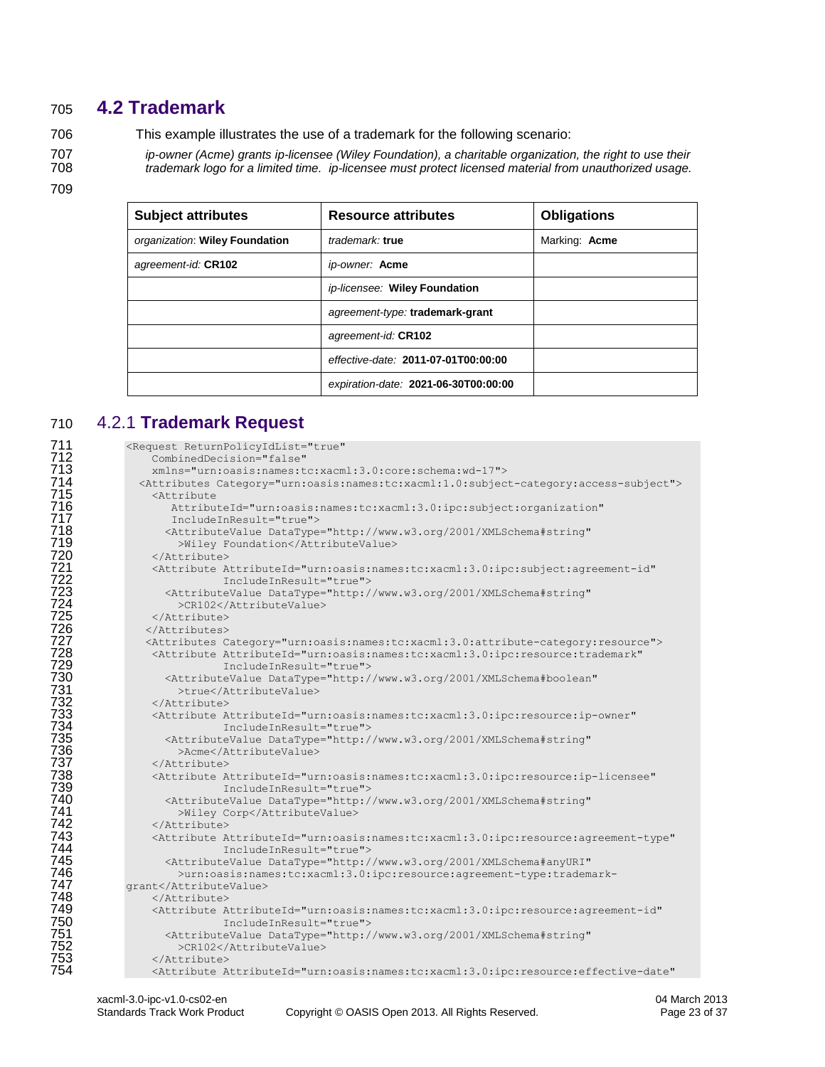## 4.2 Trademark

This example illustrates the use of a trademark for the following scenario:

*ip-owner (Acme) grants ip-licensee (Wiley Foundation), a charitable organization, the right to use their trademark logo for a limited time. ip-licensee must protect licensed material from unauthorized usage.*

| Subject attributes | Resource attributes | Obligations |
|---|---|---|
| *organization*: **Wiley Foundation** | *trademark:* **true** | Marking: **Acme** |
| *agreement-id:* **CR102** | *ip-owner:* **Acme** | |
| | *ip-licensee:* **Wiley Foundation** | |
| | *agreement-type:* **trademark-grant** | |
| | *agreement-id:* **CR102** | |
| | *effective-date:* **2011-07-01T00:00:00** | |
| | *expiration-date:* **2021-06-30T00:00:00** | |

### 4.2.1 Trademark Request

```
<Request ReturnPolicyIdList="true"
    CombinedDecision="false"
    xmlns="urn:oasis:names:tc:xacml:3.0:core:schema:wd-17">
  <Attributes Category="urn:oasis:names:tc:xacml:1.0:subject-category:access-subject">
    <Attribute
       AttributeId="urn:oasis:names:tc:xacml:3.0:ipc:subject:organization"
       IncludeInResult="true">
      <AttributeValue DataType="http://www.w3.org/2001/XMLSchema#string"
        >Wiley Foundation</AttributeValue>
    </Attribute>
    <Attribute AttributeId="urn:oasis:names:tc:xacml:3.0:ipc:subject:agreement-id"
               IncludeInResult="true">
      <AttributeValue DataType="http://www.w3.org/2001/XMLSchema#string"
        >CR102</AttributeValue>
    </Attribute>
   </Attributes>
   <Attributes Category="urn:oasis:names:tc:xacml:3.0:attribute-category:resource">
    <Attribute AttributeId="urn:oasis:names:tc:xacml:3.0:ipc:resource:trademark"
               IncludeInResult="true">
      <AttributeValue DataType="http://www.w3.org/2001/XMLSchema#boolean"
        >true</AttributeValue>
    </Attribute>
    <Attribute AttributeId="urn:oasis:names:tc:xacml:3.0:ipc:resource:ip-owner"
               IncludeInResult="true">
      <AttributeValue DataType="http://www.w3.org/2001/XMLSchema#string"
        >Acme</AttributeValue>
    </Attribute>
    <Attribute AttributeId="urn:oasis:names:tc:xacml:3.0:ipc:resource:ip-licensee"
               IncludeInResult="true">
      <AttributeValue DataType="http://www.w3.org/2001/XMLSchema#string"
        >Wiley Corp</AttributeValue>
    </Attribute>
    <Attribute AttributeId="urn:oasis:names:tc:xacml:3.0:ipc:resource:agreement-type"
               IncludeInResult="true">
      <AttributeValue DataType="http://www.w3.org/2001/XMLSchema#anyURI"
        >urn:oasis:names:tc:xacml:3.0:ipc:resource:agreement-type:trademark-
grant</AttributeValue>
    </Attribute>
    <Attribute AttributeId="urn:oasis:names:tc:xacml:3.0:ipc:resource:agreement-id"
               IncludeInResult="true">
      <AttributeValue DataType="http://www.w3.org/2001/XMLSchema#string"
        >CR102</AttributeValue>
    </Attribute>
    <Attribute AttributeId="urn:oasis:names:tc:xacml:3.0:ipc:resource:effective-date"
```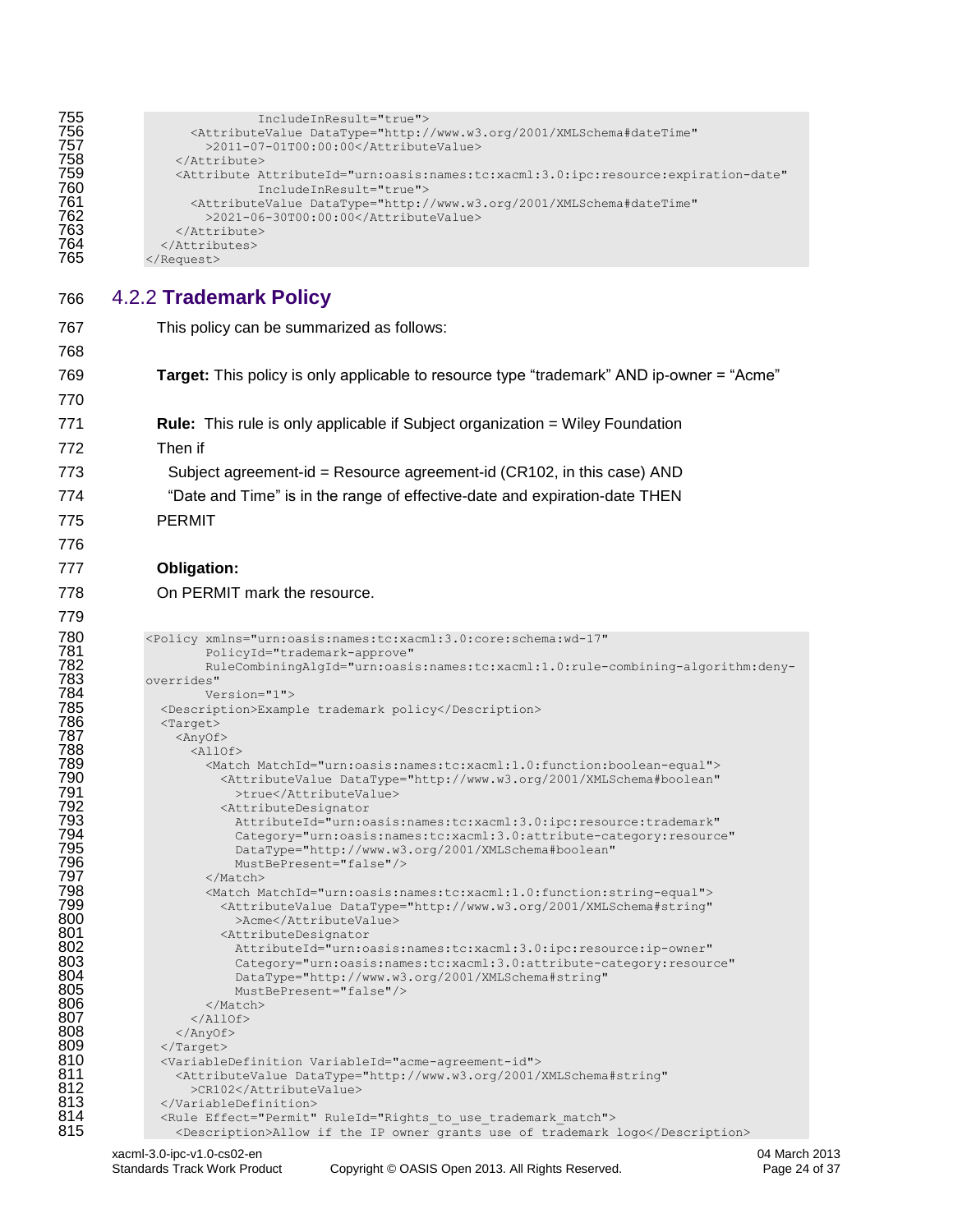```
                IncludeInResult="true">
        <AttributeValue DataType="http://www.w3.org/2001/XMLSchema#dateTime"
          >2011-07-01T00:00:00</AttributeValue>
      </Attribute>
      <Attribute AttributeId="urn:oasis:names:tc:xacml:3.0:ipc:resource:expiration-date"
                IncludeInResult="true">
        <AttributeValue DataType="http://www.w3.org/2001/XMLSchema#dateTime"
          >2021-06-30T00:00:00</AttributeValue>
      </Attribute>
    </Attributes>
</Request>
```

### 4.2.2 Trademark Policy

This policy can be summarized as follows:

**Target:** This policy is only applicable to resource type "trademark" AND ip-owner = "Acme"

**Rule:** This rule is only applicable if Subject organization = Wiley Foundation

Then if

Subject agreement-id = Resource agreement-id (CR102, in this case) AND

"Date and Time" is in the range of effective-date and expiration-date THEN

PERMIT

**Obligation:**

On PERMIT mark the resource.

```
<Policy xmlns="urn:oasis:names:tc:xacml:3.0:core:schema:wd-17"
        PolicyId="trademark-approve"
        RuleCombiningAlgId="urn:oasis:names:tc:xacml:1.0:rule-combining-algorithm:deny-
overrides"
        Version="1">
  <Description>Example trademark policy</Description>
  <Target>
    <AnyOf>
      <AllOf>
        <Match MatchId="urn:oasis:names:tc:xacml:1.0:function:boolean-equal">
          <AttributeValue DataType="http://www.w3.org/2001/XMLSchema#boolean"
            >true</AttributeValue>
          <AttributeDesignator
            AttributeId="urn:oasis:names:tc:xacml:3.0:ipc:resource:trademark"
            Category="urn:oasis:names:tc:xacml:3.0:attribute-category:resource"
            DataType="http://www.w3.org/2001/XMLSchema#boolean"
            MustBePresent="false"/>
        </Match>
        <Match MatchId="urn:oasis:names:tc:xacml:1.0:function:string-equal">
          <AttributeValue DataType="http://www.w3.org/2001/XMLSchema#string"
            >Acme</AttributeValue>
          <AttributeDesignator
            AttributeId="urn:oasis:names:tc:xacml:3.0:ipc:resource:ip-owner"
            Category="urn:oasis:names:tc:xacml:3.0:attribute-category:resource"
            DataType="http://www.w3.org/2001/XMLSchema#string"
            MustBePresent="false"/>
        </Match>
      </AllOf>
    </AnyOf>
  </Target>
  <VariableDefinition VariableId="acme-agreement-id">
    <AttributeValue DataType="http://www.w3.org/2001/XMLSchema#string"
      >CR102</AttributeValue>
  </VariableDefinition>
  <Rule Effect="Permit" RuleId="Rights_to_use_trademark_match">
    <Description>Allow if the IP owner grants use of trademark logo</Description>
```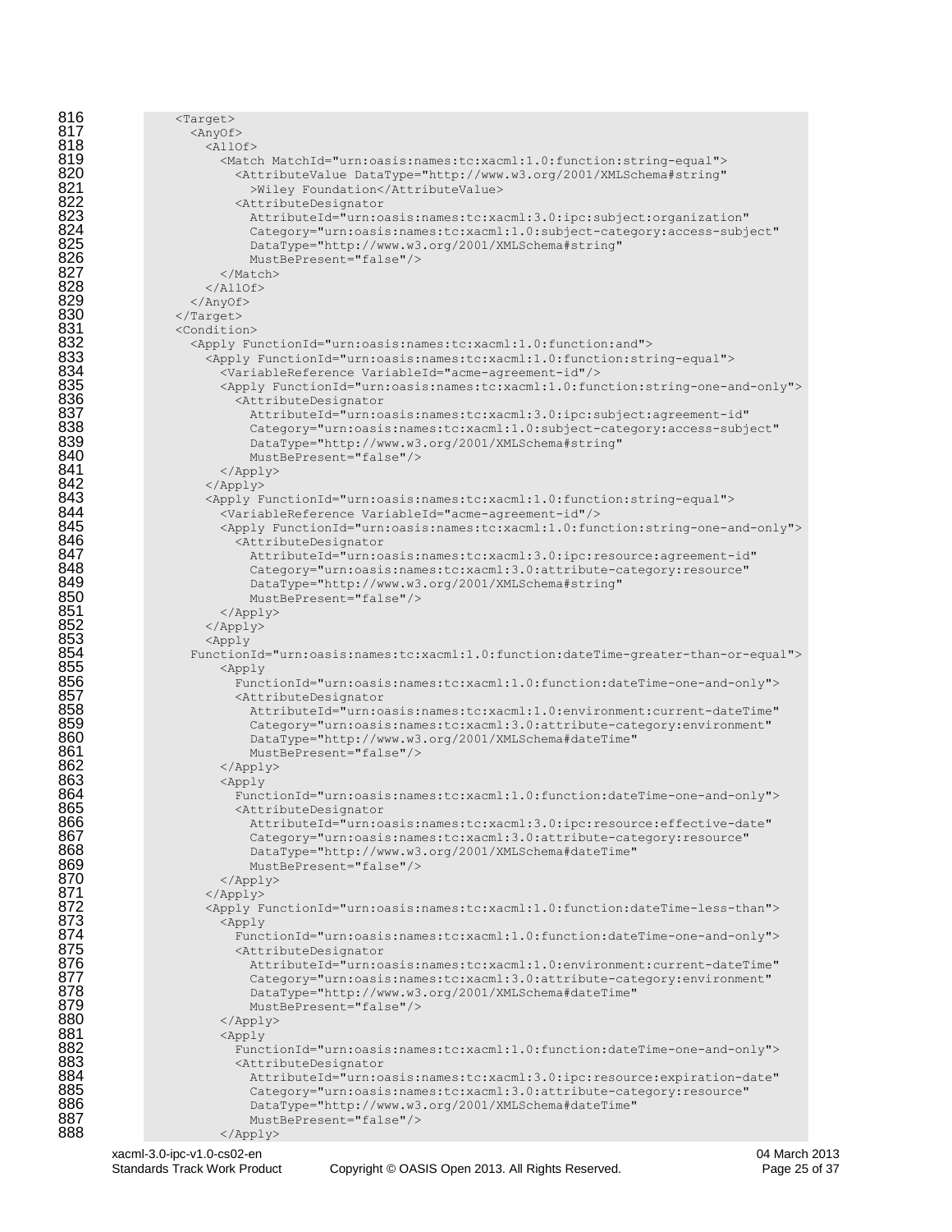```
816         <Target>
817           <AnyOf>
818             <AllOf>
819               <Match MatchId="urn:oasis:names:tc:xacml:1.0:function:string-equal">
820                 <AttributeValue DataType="http://www.w3.org/2001/XMLSchema#string"
821                   >Wiley Foundation</AttributeValue>
822                 <AttributeDesignator
823                   AttributeId="urn:oasis:names:tc:xacml:3.0:ipc:subject:organization"
824                   Category="urn:oasis:names:tc:xacml:1.0:subject-category:access-subject"
825                   DataType="http://www.w3.org/2001/XMLSchema#string"
826                   MustBePresent="false"/>
827               </Match>
828             </AllOf>
829           </AnyOf>
830         </Target>
831         <Condition>
832           <Apply FunctionId="urn:oasis:names:tc:xacml:1.0:function:and">
833             <Apply FunctionId="urn:oasis:names:tc:xacml:1.0:function:string-equal">
834               <VariableReference VariableId="acme-agreement-id"/>
835               <Apply FunctionId="urn:oasis:names:tc:xacml:1.0:function:string-one-and-only">
836                 <AttributeDesignator
837                   AttributeId="urn:oasis:names:tc:xacml:3.0:ipc:subject:agreement-id"
838                   Category="urn:oasis:names:tc:xacml:1.0:subject-category:access-subject"
839                   DataType="http://www.w3.org/2001/XMLSchema#string"
840                   MustBePresent="false"/>
841               </Apply>
842             </Apply>
843             <Apply FunctionId="urn:oasis:names:tc:xacml:1.0:function:string-equal">
844               <VariableReference VariableId="acme-agreement-id"/>
845               <Apply FunctionId="urn:oasis:names:tc:xacml:1.0:function:string-one-and-only">
846                 <AttributeDesignator
847                   AttributeId="urn:oasis:names:tc:xacml:3.0:ipc:resource:agreement-id"
848                   Category="urn:oasis:names:tc:xacml:3.0:attribute-category:resource"
849                   DataType="http://www.w3.org/2001/XMLSchema#string"
850                   MustBePresent="false"/>
851               </Apply>
852             </Apply>
853             <Apply
854           FunctionId="urn:oasis:names:tc:xacml:1.0:function:dateTime-greater-than-or-equal">
855               <Apply
856                 FunctionId="urn:oasis:names:tc:xacml:1.0:function:dateTime-one-and-only">
857                 <AttributeDesignator
858                   AttributeId="urn:oasis:names:tc:xacml:1.0:environment:current-dateTime"
859                   Category="urn:oasis:names:tc:xacml:3.0:attribute-category:environment"
860                   DataType="http://www.w3.org/2001/XMLSchema#dateTime"
861                   MustBePresent="false"/>
862               </Apply>
863               <Apply
864                 FunctionId="urn:oasis:names:tc:xacml:1.0:function:dateTime-one-and-only">
865                 <AttributeDesignator
866                   AttributeId="urn:oasis:names:tc:xacml:3.0:ipc:resource:effective-date"
867                   Category="urn:oasis:names:tc:xacml:3.0:attribute-category:resource"
868                   DataType="http://www.w3.org/2001/XMLSchema#dateTime"
869                   MustBePresent="false"/>
870               </Apply>
871             </Apply>
872             <Apply FunctionId="urn:oasis:names:tc:xacml:1.0:function:dateTime-less-than">
873               <Apply
874                 FunctionId="urn:oasis:names:tc:xacml:1.0:function:dateTime-one-and-only">
875                 <AttributeDesignator
876                   AttributeId="urn:oasis:names:tc:xacml:1.0:environment:current-dateTime"
877                   Category="urn:oasis:names:tc:xacml:3.0:attribute-category:environment"
878                   DataType="http://www.w3.org/2001/XMLSchema#dateTime"
879                   MustBePresent="false"/>
880               </Apply>
881               <Apply
882                 FunctionId="urn:oasis:names:tc:xacml:1.0:function:dateTime-one-and-only">
883                 <AttributeDesignator
884                   AttributeId="urn:oasis:names:tc:xacml:3.0:ipc:resource:expiration-date"
885                   Category="urn:oasis:names:tc:xacml:3.0:attribute-category:resource"
886                   DataType="http://www.w3.org/2001/XMLSchema#dateTime"
887                   MustBePresent="false"/>
888               </Apply>
```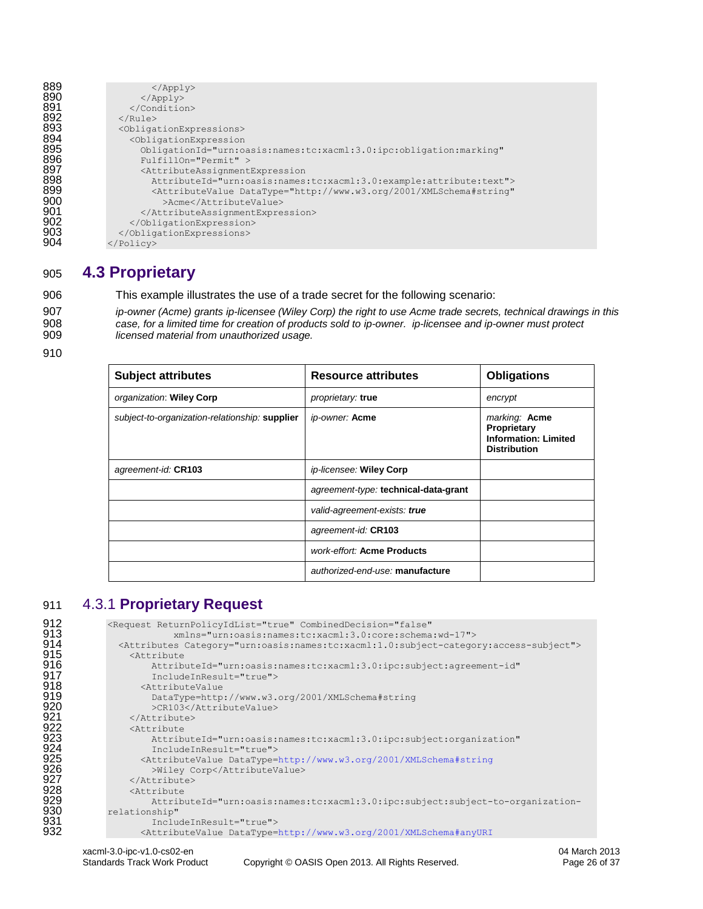```
          </Apply>
        </Apply>
      </Condition>
    </Rule>
    <ObligationExpressions>
      <ObligationExpression
        ObligationId="urn:oasis:names:tc:xacml:3.0:ipc:obligation:marking"
        FulfillOn="Permit" >
        <AttributeAssignmentExpression
          AttributeId="urn:oasis:names:tc:xacml:3.0:example:attribute:text">
          <AttributeValue DataType="http://www.w3.org/2001/XMLSchema#string"
            >Acme</AttributeValue>
        </AttributeAssignmentExpression>
      </ObligationExpression>
    </ObligationExpressions>
</Policy>
```

## 4.3 Proprietary

This example illustrates the use of a trade secret for the following scenario:

*ip-owner (Acme) grants ip-licensee (Wiley Corp) the right to use Acme trade secrets, technical drawings in this case, for a limited time for creation of products sold to ip-owner. ip-licensee and ip-owner must protect licensed material from unauthorized usage.*

| Subject attributes | Resource attributes | Obligations |
|---|---|---|
| *organization:* **Wiley Corp** | *proprietary:* **true** | *encrypt* |
| *subject-to-organization-relationship:* **supplier** | *ip-owner:* **Acme** | *marking:* **Acme Proprietary Information: Limited Distribution** |
| *agreement-id:* **CR103** | *ip-licensee:* **Wiley Corp** | |
| | *agreement-type:* **technical-data-grant** | |
| | *valid-agreement-exists:* ***true*** | |
| | *agreement-id:* **CR103** | |
| | *work-effort:* **Acme Products** | |
| | *authorized-end-use:* **manufacture** | |

### 4.3.1 Proprietary Request

```
<Request ReturnPolicyIdList="true" CombinedDecision="false"
            xmlns="urn:oasis:names:tc:xacml:3.0:core:schema:wd-17">
  <Attributes Category="urn:oasis:names:tc:xacml:1.0:subject-category:access-subject">
    <Attribute
        AttributeId="urn:oasis:names:tc:xacml:3.0:ipc:subject:agreement-id"
        IncludeInResult="true">
      <AttributeValue
        DataType=http://www.w3.org/2001/XMLSchema#string
        >CR103</AttributeValue>
    </Attribute>
    <Attribute
        AttributeId="urn:oasis:names:tc:xacml:3.0:ipc:subject:organization"
        IncludeInResult="true">
      <AttributeValue DataType=http://www.w3.org/2001/XMLSchema#string
        >Wiley Corp</AttributeValue>
    </Attribute>
    <Attribute
        AttributeId="urn:oasis:names:tc:xacml:3.0:ipc:subject:subject-to-organization-
relationship"
        IncludeInResult="true">
      <AttributeValue DataType=http://www.w3.org/2001/XMLSchema#anyURI
```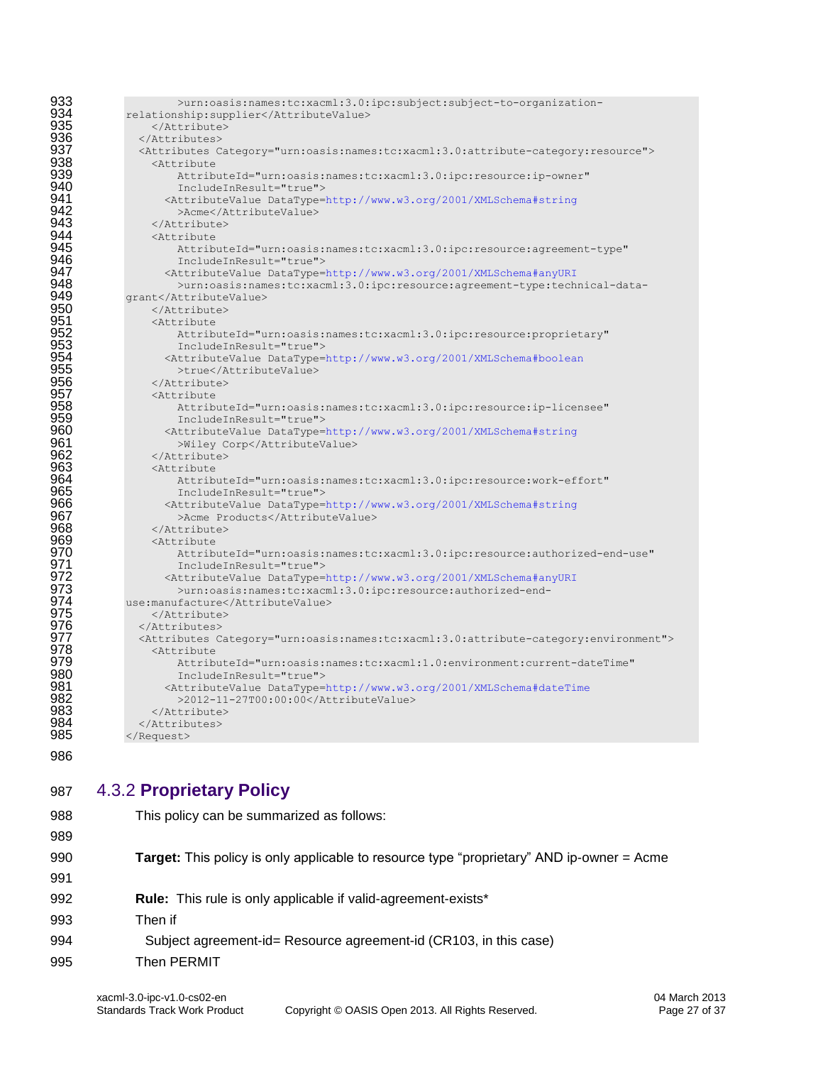```
        >urn:oasis:names:tc:xacml:3.0:ipc:subject:subject-to-organization-
relationship:supplier</AttributeValue>
    </Attribute>
  </Attributes>
  <Attributes Category="urn:oasis:names:tc:xacml:3.0:attribute-category:resource">
    <Attribute
        AttributeId="urn:oasis:names:tc:xacml:3.0:ipc:resource:ip-owner"
        IncludeInResult="true">
      <AttributeValue DataType=http://www.w3.org/2001/XMLSchema#string
        >Acme</AttributeValue>
    </Attribute>
    <Attribute
        AttributeId="urn:oasis:names:tc:xacml:3.0:ipc:resource:agreement-type"
        IncludeInResult="true">
      <AttributeValue DataType=http://www.w3.org/2001/XMLSchema#anyURI
        >urn:oasis:names:tc:xacml:3.0:ipc:resource:agreement-type:technical-data-
grant</AttributeValue>
    </Attribute>
    <Attribute
        AttributeId="urn:oasis:names:tc:xacml:3.0:ipc:resource:proprietary"
        IncludeInResult="true">
      <AttributeValue DataType=http://www.w3.org/2001/XMLSchema#boolean
        >true</AttributeValue>
    </Attribute>
    <Attribute
        AttributeId="urn:oasis:names:tc:xacml:3.0:ipc:resource:ip-licensee"
        IncludeInResult="true">
      <AttributeValue DataType=http://www.w3.org/2001/XMLSchema#string
        >Wiley Corp</AttributeValue>
    </Attribute>
    <Attribute
        AttributeId="urn:oasis:names:tc:xacml:3.0:ipc:resource:work-effort"
        IncludeInResult="true">
      <AttributeValue DataType=http://www.w3.org/2001/XMLSchema#string
        >Acme Products</AttributeValue>
    </Attribute>
    <Attribute
        AttributeId="urn:oasis:names:tc:xacml:3.0:ipc:resource:authorized-end-use"
        IncludeInResult="true">
      <AttributeValue DataType=http://www.w3.org/2001/XMLSchema#anyURI
        >urn:oasis:names:tc:xacml:3.0:ipc:resource:authorized-end-
use:manufacture</AttributeValue>
    </Attribute>
  </Attributes>
  <Attributes Category="urn:oasis:names:tc:xacml:3.0:attribute-category:environment">
    <Attribute
        AttributeId="urn:oasis:names:tc:xacml:1.0:environment:current-dateTime"
        IncludeInResult="true">
      <AttributeValue DataType=http://www.w3.org/2001/XMLSchema#dateTime
        >2012-11-27T00:00:00</AttributeValue>
    </Attribute>
  </Attributes>
</Request>
```

### 4.3.2 Proprietary Policy

This policy can be summarized as follows:

**Target:** This policy is only applicable to resource type “proprietary” AND ip-owner = Acme

**Rule:** This rule is only applicable if valid-agreement-exists*

Then if

Subject agreement-id= Resource agreement-id (CR103, in this case)

Then PERMIT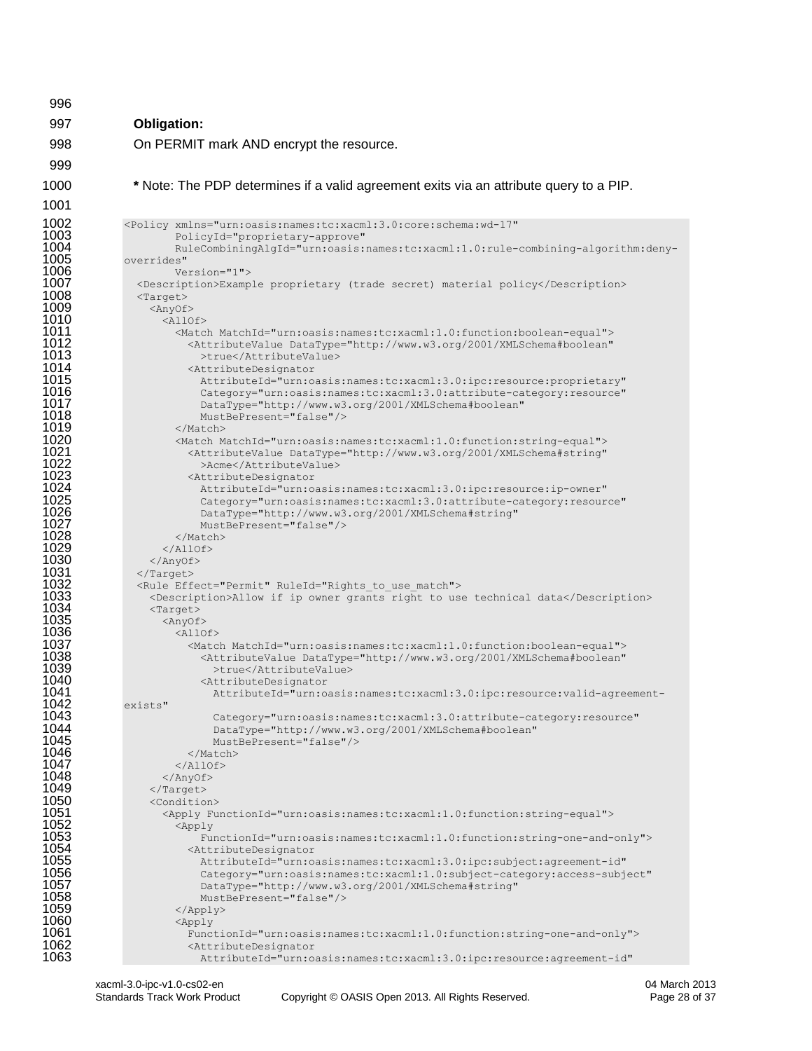**Obligation:**

On PERMIT mark AND encrypt the resource.

**\*** Note: The PDP determines if a valid agreement exits via an attribute query to a PIP.

```
<Policy xmlns="urn:oasis:names:tc:xacml:3.0:core:schema:wd-17"
        PolicyId="proprietary-approve"
        RuleCombiningAlgId="urn:oasis:names:tc:xacml:1.0:rule-combining-algorithm:deny-
overrides"
        Version="1">
  <Description>Example proprietary (trade secret) material policy</Description>
  <Target>
    <AnyOf>
      <AllOf>
        <Match MatchId="urn:oasis:names:tc:xacml:1.0:function:boolean-equal">
          <AttributeValue DataType="http://www.w3.org/2001/XMLSchema#boolean"
            >true</AttributeValue>
          <AttributeDesignator
            AttributeId="urn:oasis:names:tc:xacml:3.0:ipc:resource:proprietary"
            Category="urn:oasis:names:tc:xacml:3.0:attribute-category:resource"
            DataType="http://www.w3.org/2001/XMLSchema#boolean"
            MustBePresent="false"/>
        </Match>
        <Match MatchId="urn:oasis:names:tc:xacml:1.0:function:string-equal">
          <AttributeValue DataType="http://www.w3.org/2001/XMLSchema#string"
            >Acme</AttributeValue>
          <AttributeDesignator
            AttributeId="urn:oasis:names:tc:xacml:3.0:ipc:resource:ip-owner"
            Category="urn:oasis:names:tc:xacml:3.0:attribute-category:resource"
            DataType="http://www.w3.org/2001/XMLSchema#string"
            MustBePresent="false"/>
        </Match>
      </AllOf>
    </AnyOf>
  </Target>
  <Rule Effect="Permit" RuleId="Rights_to_use_match">
    <Description>Allow if ip owner grants right to use technical data</Description>
    <Target>
      <AnyOf>
        <AllOf>
          <Match MatchId="urn:oasis:names:tc:xacml:1.0:function:boolean-equal">
            <AttributeValue DataType="http://www.w3.org/2001/XMLSchema#boolean"
              >true</AttributeValue>
            <AttributeDesignator
              AttributeId="urn:oasis:names:tc:xacml:3.0:ipc:resource:valid-agreement-
exists"
              Category="urn:oasis:names:tc:xacml:3.0:attribute-category:resource"
              DataType="http://www.w3.org/2001/XMLSchema#boolean"
              MustBePresent="false"/>
          </Match>
        </AllOf>
      </AnyOf>
    </Target>
    <Condition>
      <Apply FunctionId="urn:oasis:names:tc:xacml:1.0:function:string-equal">
        <Apply
            FunctionId="urn:oasis:names:tc:xacml:1.0:function:string-one-and-only">
          <AttributeDesignator
            AttributeId="urn:oasis:names:tc:xacml:3.0:ipc:subject:agreement-id"
            Category="urn:oasis:names:tc:xacml:1.0:subject-category:access-subject"
            DataType="http://www.w3.org/2001/XMLSchema#string"
            MustBePresent="false"/>
        </Apply>
        <Apply
          FunctionId="urn:oasis:names:tc:xacml:1.0:function:string-one-and-only">
          <AttributeDesignator
            AttributeId="urn:oasis:names:tc:xacml:3.0:ipc:resource:agreement-id"
```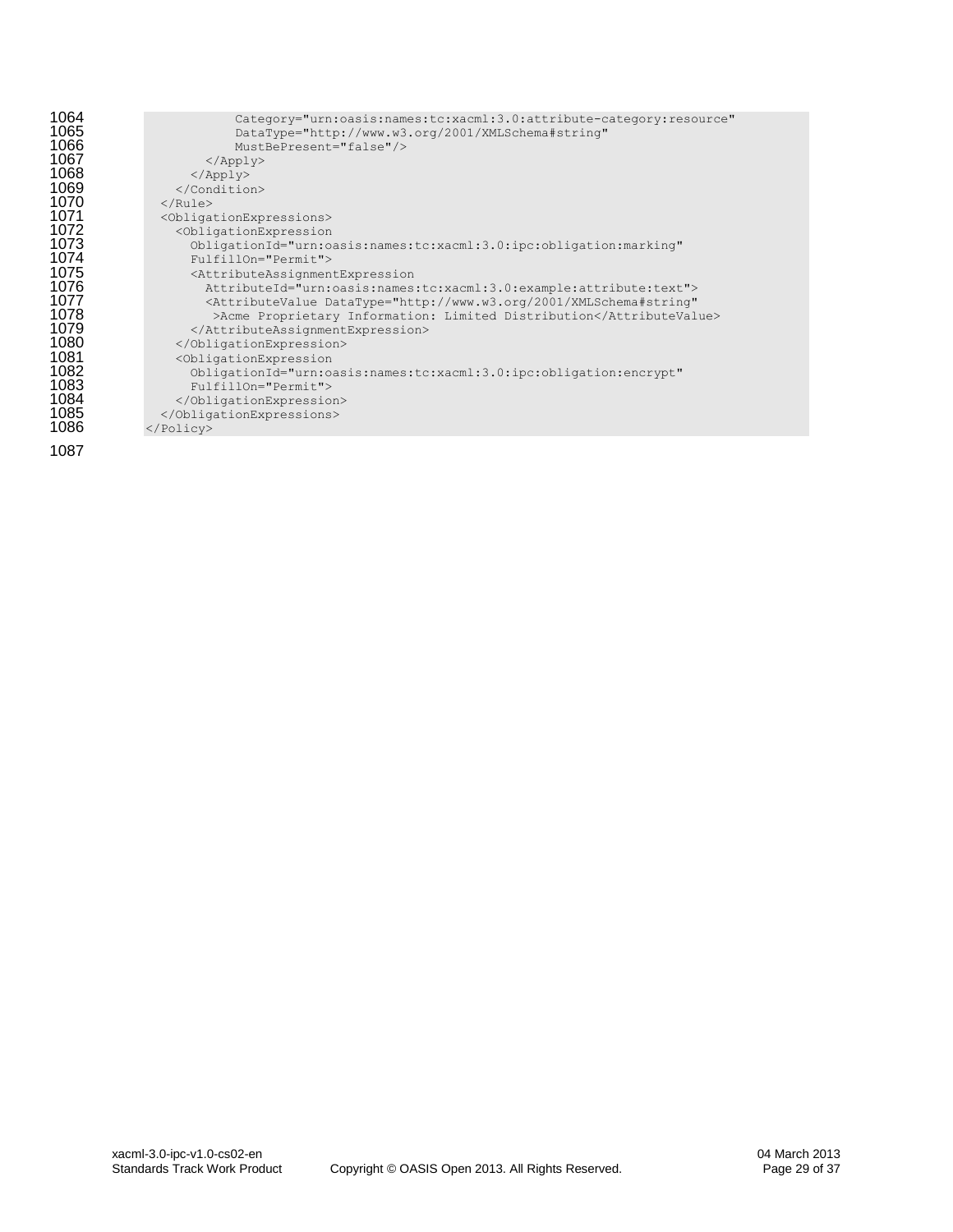```
            Category="urn:oasis:names:tc:xacml:3.0:attribute-category:resource"
            DataType="http://www.w3.org/2001/XMLSchema#string"
            MustBePresent="false"/>
        </Apply>
      </Apply>
    </Condition>
  </Rule>
  <ObligationExpressions>
    <ObligationExpression
      ObligationId="urn:oasis:names:tc:xacml:3.0:ipc:obligation:marking"
      FulfillOn="Permit">
      <AttributeAssignmentExpression
        AttributeId="urn:oasis:names:tc:xacml:3.0:example:attribute:text">
        <AttributeValue DataType="http://www.w3.org/2001/XMLSchema#string"
         >Acme Proprietary Information: Limited Distribution</AttributeValue>
      </AttributeAssignmentExpression>
    </ObligationExpression>
    <ObligationExpression
      ObligationId="urn:oasis:names:tc:xacml:3.0:ipc:obligation:encrypt"
      FulfillOn="Permit">
    </ObligationExpression>
  </ObligationExpressions>
</Policy>
```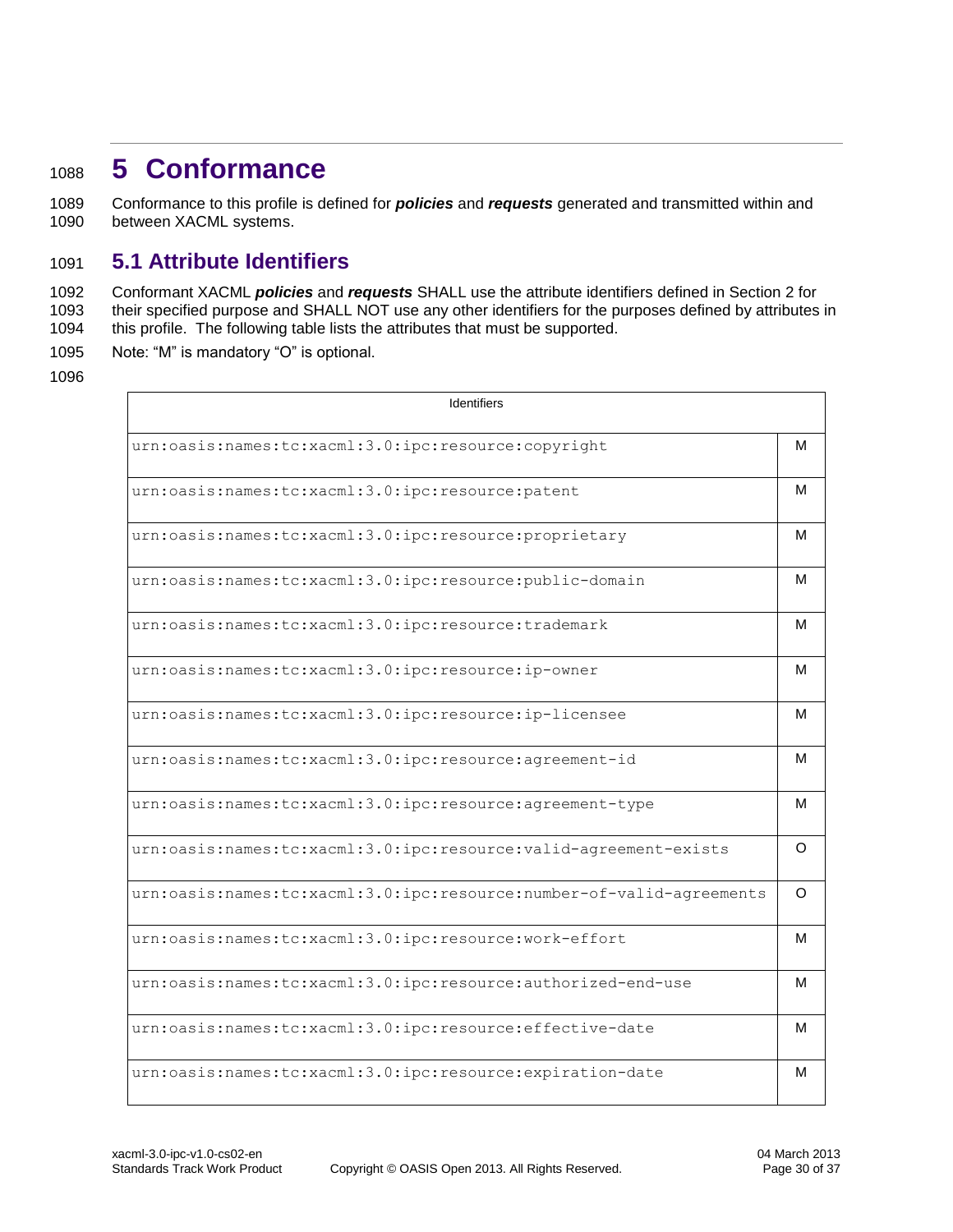# 5 Conformance

Conformance to this profile is defined for ***policies*** and ***requests*** generated and transmitted within and between XACML systems.

## 5.1 Attribute Identifiers

Conformant XACML ***policies*** and ***requests*** SHALL use the attribute identifiers defined in Section 2 for their specified purpose and SHALL NOT use any other identifiers for the purposes defined by attributes in this profile. The following table lists the attributes that must be supported.

Note: "M" is mandatory "O" is optional.

| Identifiers | |
|---|---|
| urn:oasis:names:tc:xacml:3.0:ipc:resource:copyright | M |
| urn:oasis:names:tc:xacml:3.0:ipc:resource:patent | M |
| urn:oasis:names:tc:xacml:3.0:ipc:resource:proprietary | M |
| urn:oasis:names:tc:xacml:3.0:ipc:resource:public-domain | M |
| urn:oasis:names:tc:xacml:3.0:ipc:resource:trademark | M |
| urn:oasis:names:tc:xacml:3.0:ipc:resource:ip-owner | M |
| urn:oasis:names:tc:xacml:3.0:ipc:resource:ip-licensee | M |
| urn:oasis:names:tc:xacml:3.0:ipc:resource:agreement-id | M |
| urn:oasis:names:tc:xacml:3.0:ipc:resource:agreement-type | M |
| urn:oasis:names:tc:xacml:3.0:ipc:resource:valid-agreement-exists | O |
| urn:oasis:names:tc:xacml:3.0:ipc:resource:number-of-valid-agreements | O |
| urn:oasis:names:tc:xacml:3.0:ipc:resource:work-effort | M |
| urn:oasis:names:tc:xacml:3.0:ipc:resource:authorized-end-use | M |
| urn:oasis:names:tc:xacml:3.0:ipc:resource:effective-date | M |
| urn:oasis:names:tc:xacml:3.0:ipc:resource:expiration-date | M |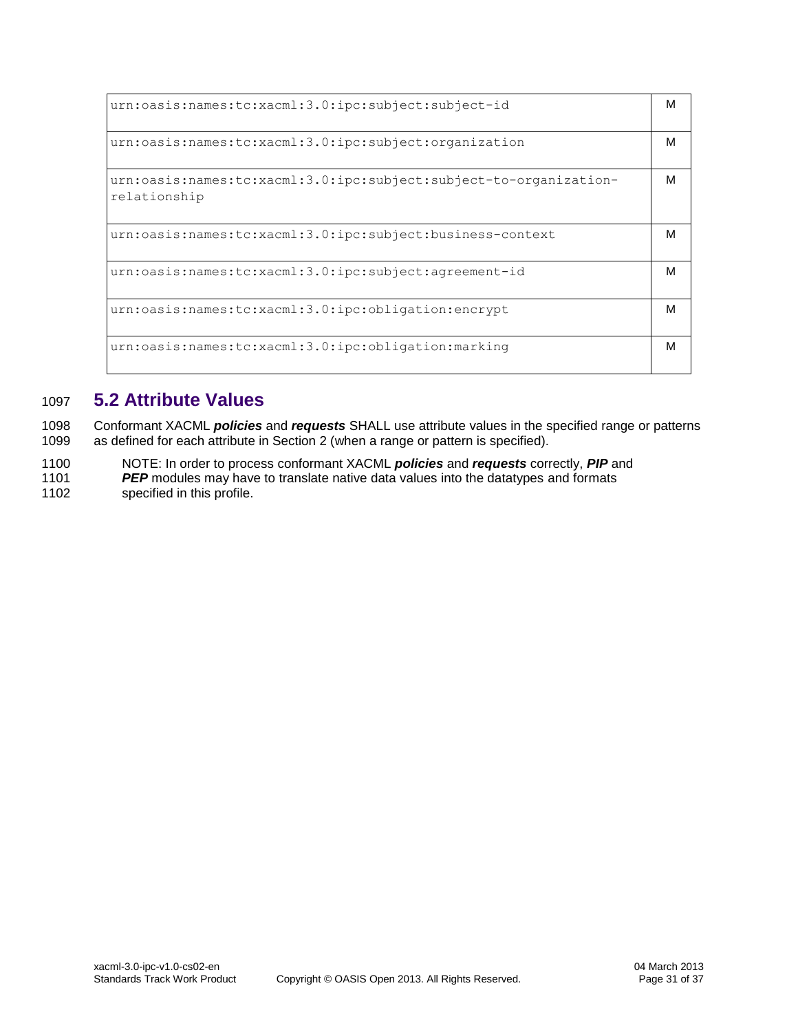| | |
|---|---|
| urn:oasis:names:tc:xacml:3.0:ipc:subject:subject-id | M |
| urn:oasis:names:tc:xacml:3.0:ipc:subject:organization | M |
| urn:oasis:names:tc:xacml:3.0:ipc:subject:subject-to-organization-relationship | M |
| urn:oasis:names:tc:xacml:3.0:ipc:subject:business-context | M |
| urn:oasis:names:tc:xacml:3.0:ipc:subject:agreement-id | M |
| urn:oasis:names:tc:xacml:3.0:ipc:obligation:encrypt | M |
| urn:oasis:names:tc:xacml:3.0:ipc:obligation:marking | M |

## 5.2 Attribute Values

Conformant XACML ***policies*** and ***requests*** SHALL use attribute values in the specified range or patterns as defined for each attribute in Section 2 (when a range or pattern is specified).

> NOTE: In order to process conformant XACML ***policies*** and ***requests*** correctly, ***PIP*** and ***PEP*** modules may have to translate native data values into the datatypes and formats specified in this profile.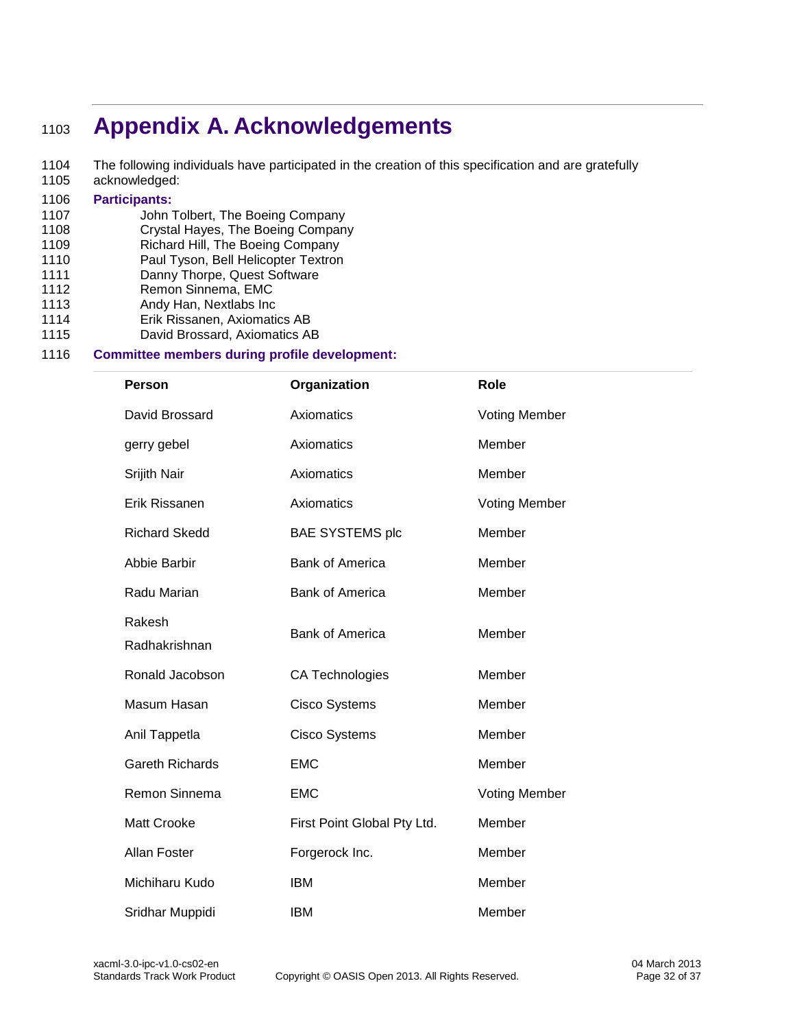# Appendix A. Acknowledgements

The following individuals have participated in the creation of this specification and are gratefully acknowledged:

**Participants:**

John Tolbert, The Boeing Company
Crystal Hayes, The Boeing Company
Richard Hill, The Boeing Company
Paul Tyson, Bell Helicopter Textron
Danny Thorpe, Quest Software
Remon Sinnema, EMC
Andy Han, Nextlabs Inc
Erik Rissanen, Axiomatics AB
David Brossard, Axiomatics AB

**Committee members during profile development:**

| Person | Organization | Role |
|---|---|---|
| David Brossard | Axiomatics | Voting Member |
| gerry gebel | Axiomatics | Member |
| Srijith Nair | Axiomatics | Member |
| Erik Rissanen | Axiomatics | Voting Member |
| Richard Skedd | BAE SYSTEMS plc | Member |
| Abbie Barbir | Bank of America | Member |
| Radu Marian | Bank of America | Member |
| Rakesh Radhakrishnan | Bank of America | Member |
| Ronald Jacobson | CA Technologies | Member |
| Masum Hasan | Cisco Systems | Member |
| Anil Tappetla | Cisco Systems | Member |
| Gareth Richards | EMC | Member |
| Remon Sinnema | EMC | Voting Member |
| Matt Crooke | First Point Global Pty Ltd. | Member |
| Allan Foster | Forgerock Inc. | Member |
| Michiharu Kudo | IBM | Member |
| Sridhar Muppidi | IBM | Member |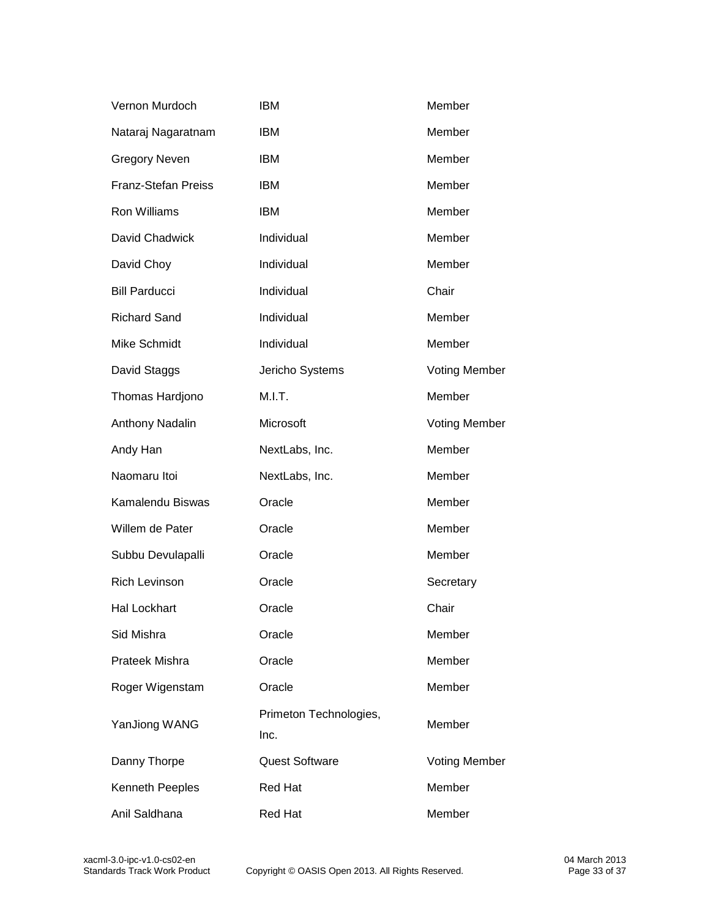| | | |
|---|---|---|
| Vernon Murdoch | IBM | Member |
| Nataraj Nagaratnam | IBM | Member |
| Gregory Neven | IBM | Member |
| Franz-Stefan Preiss | IBM | Member |
| Ron Williams | IBM | Member |
| David Chadwick | Individual | Member |
| David Choy | Individual | Member |
| Bill Parducci | Individual | Chair |
| Richard Sand | Individual | Member |
| Mike Schmidt | Individual | Member |
| David Staggs | Jericho Systems | Voting Member |
| Thomas Hardjono | M.I.T. | Member |
| Anthony Nadalin | Microsoft | Voting Member |
| Andy Han | NextLabs, Inc. | Member |
| Naomaru Itoi | NextLabs, Inc. | Member |
| Kamalendu Biswas | Oracle | Member |
| Willem de Pater | Oracle | Member |
| Subbu Devulapalli | Oracle | Member |
| Rich Levinson | Oracle | Secretary |
| Hal Lockhart | Oracle | Chair |
| Sid Mishra | Oracle | Member |
| Prateek Mishra | Oracle | Member |
| Roger Wigenstam | Oracle | Member |
| YanJiong WANG | Primeton Technologies, Inc. | Member |
| Danny Thorpe | Quest Software | Voting Member |
| Kenneth Peeples | Red Hat | Member |
| Anil Saldhana | Red Hat | Member |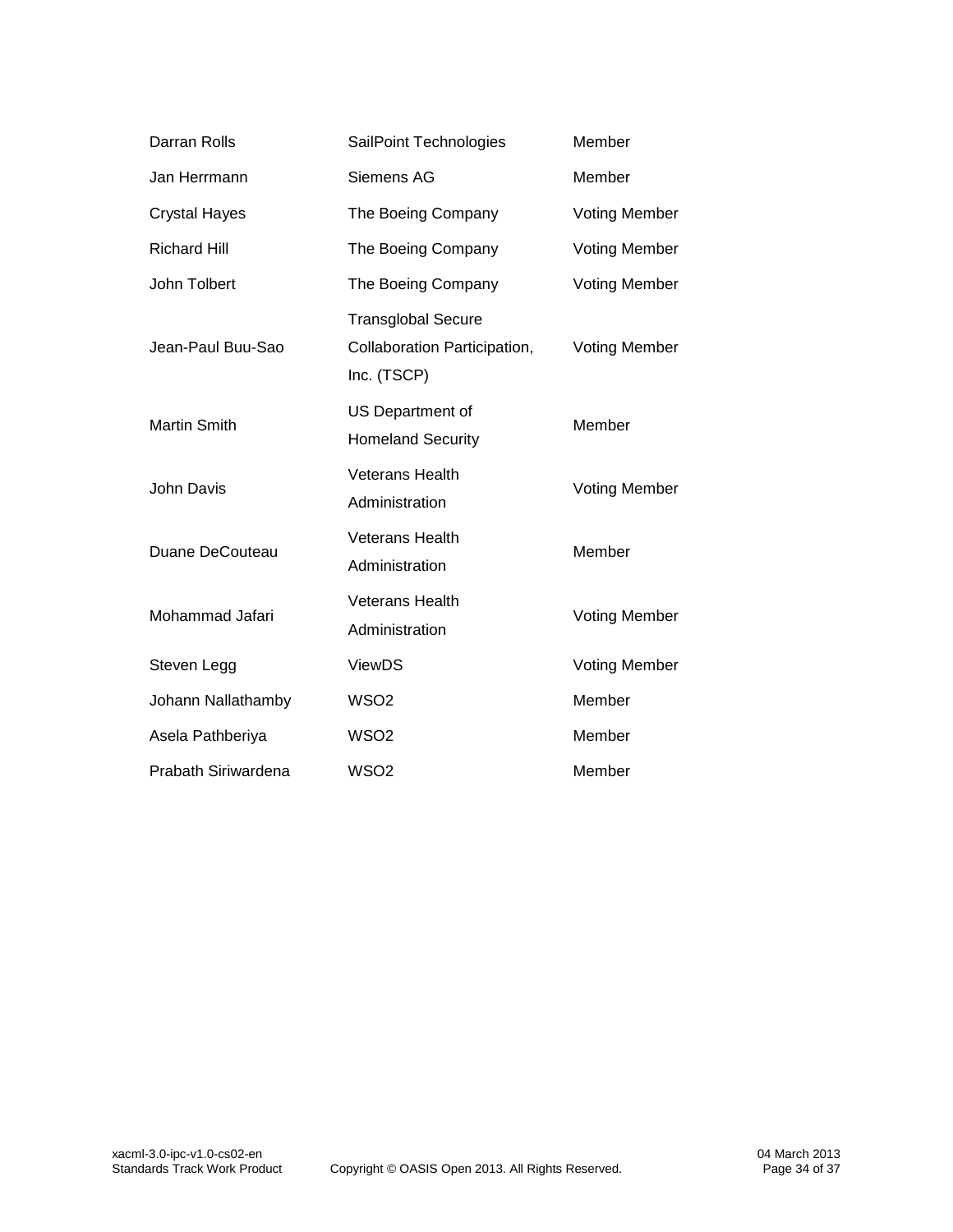| | | |
|---|---|---|
| Darran Rolls | SailPoint Technologies | Member |
| Jan Herrmann | Siemens AG | Member |
| Crystal Hayes | The Boeing Company | Voting Member |
| Richard Hill | The Boeing Company | Voting Member |
| John Tolbert | The Boeing Company | Voting Member |
| Jean-Paul Buu-Sao | Transglobal Secure Collaboration Participation, Inc. (TSCP) | Voting Member |
| Martin Smith | US Department of Homeland Security | Member |
| John Davis | Veterans Health Administration | Voting Member |
| Duane DeCouteau | Veterans Health Administration | Member |
| Mohammad Jafari | Veterans Health Administration | Voting Member |
| Steven Legg | ViewDS | Voting Member |
| Johann Nallathamby | WSO2 | Member |
| Asela Pathberiya | WSO2 | Member |
| Prabath Siriwardena | WSO2 | Member |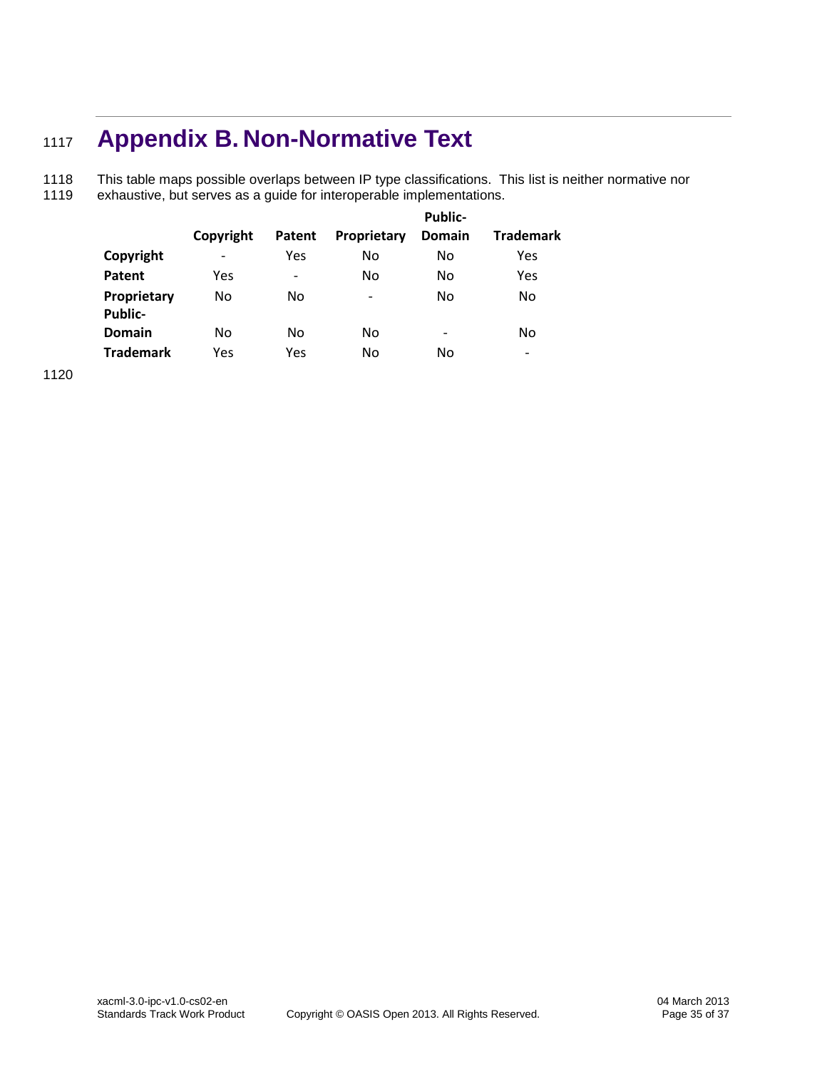# Appendix B. Non-Normative Text

This table maps possible overlaps between IP type classifications. This list is neither normative nor exhaustive, but serves as a guide for interoperable implementations.

| | Copyright | Patent | Proprietary | Public-Domain | Trademark |
|---|---|---|---|---|---|
| **Copyright** | - | Yes | No | No | Yes |
| **Patent** | Yes | - | No | No | Yes |
| **Proprietary** | No | No | - | No | No |
| **Public-Domain** | No | No | No | - | No |
| **Trademark** | Yes | Yes | No | No | - |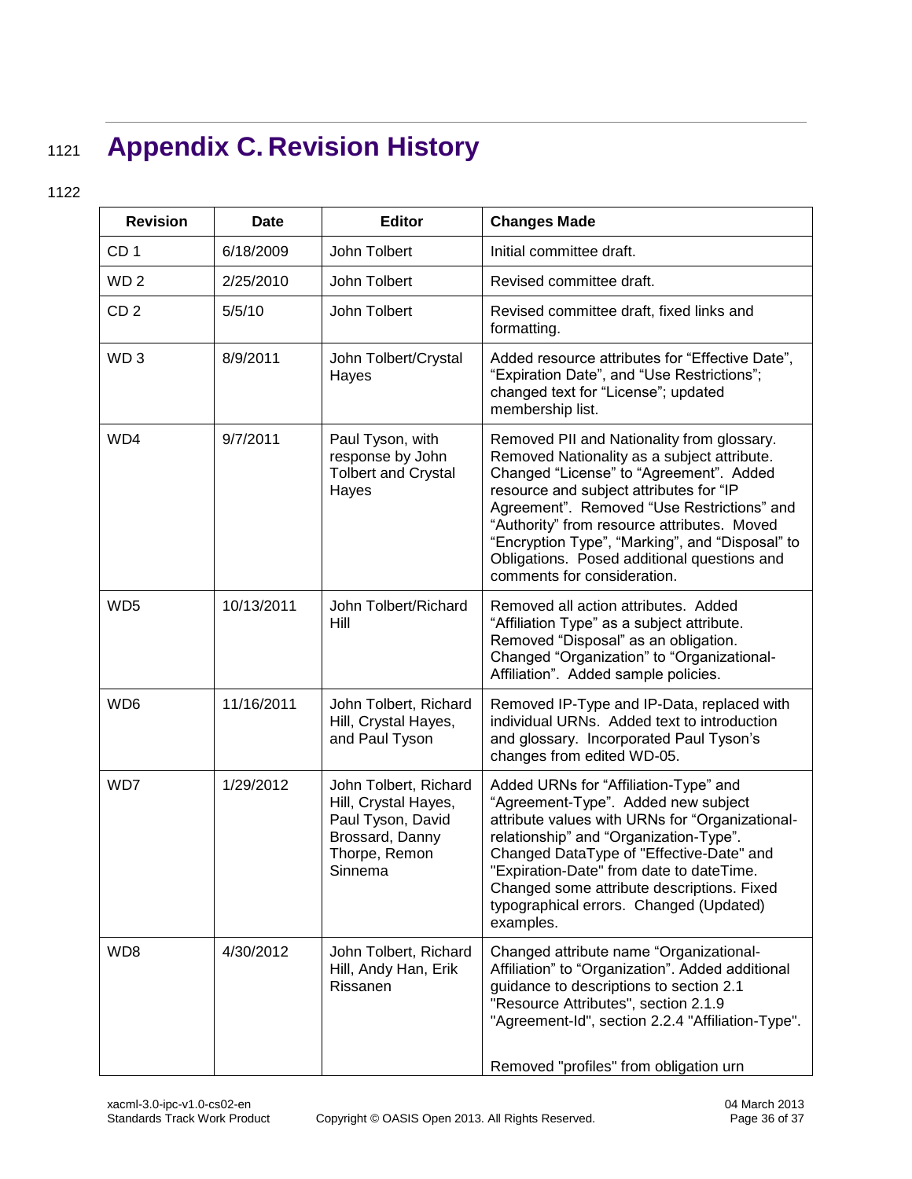# Appendix C. Revision History

| Revision | Date | Editor | Changes Made |
|---|---|---|---|
| CD 1 | 6/18/2009 | John Tolbert | Initial committee draft. |
| WD 2 | 2/25/2010 | John Tolbert | Revised committee draft. |
| CD 2 | 5/5/10 | John Tolbert | Revised committee draft, fixed links and formatting. |
| WD 3 | 8/9/2011 | John Tolbert/Crystal Hayes | Added resource attributes for "Effective Date", "Expiration Date", and "Use Restrictions"; changed text for "License"; updated membership list. |
| WD4 | 9/7/2011 | Paul Tyson, with response by John Tolbert and Crystal Hayes | Removed PII and Nationality from glossary. Removed Nationality as a subject attribute. Changed "License" to "Agreement". Added resource and subject attributes for "IP Agreement". Removed "Use Restrictions" and "Authority" from resource attributes. Moved "Encryption Type", "Marking", and "Disposal" to Obligations. Posed additional questions and comments for consideration. |
| WD5 | 10/13/2011 | John Tolbert/Richard Hill | Removed all action attributes. Added "Affiliation Type" as a subject attribute. Removed "Disposal" as an obligation. Changed "Organization" to "Organizational-Affiliation". Added sample policies. |
| WD6 | 11/16/2011 | John Tolbert, Richard Hill, Crystal Hayes, and Paul Tyson | Removed IP-Type and IP-Data, replaced with individual URNs. Added text to introduction and glossary. Incorporated Paul Tyson's changes from edited WD-05. |
| WD7 | 1/29/2012 | John Tolbert, Richard Hill, Crystal Hayes, Paul Tyson, David Brossard, Danny Thorpe, Remon Sinnema | Added URNs for "Affiliation-Type" and "Agreement-Type". Added new subject attribute values with URNs for "Organizational-relationship" and "Organization-Type". Changed DataType of "Effective-Date" and "Expiration-Date" from date to dateTime. Changed some attribute descriptions. Fixed typographical errors. Changed (Updated) examples. |
| WD8 | 4/30/2012 | John Tolbert, Richard Hill, Andy Han, Erik Rissanen | Changed attribute name "Organizational-Affiliation" to "Organization". Added additional guidance to descriptions to section 2.1 "Resource Attributes", section 2.1.9 "Agreement-Id", section 2.2.4 "Affiliation-Type".<br><br>Removed "profiles" from obligation urn |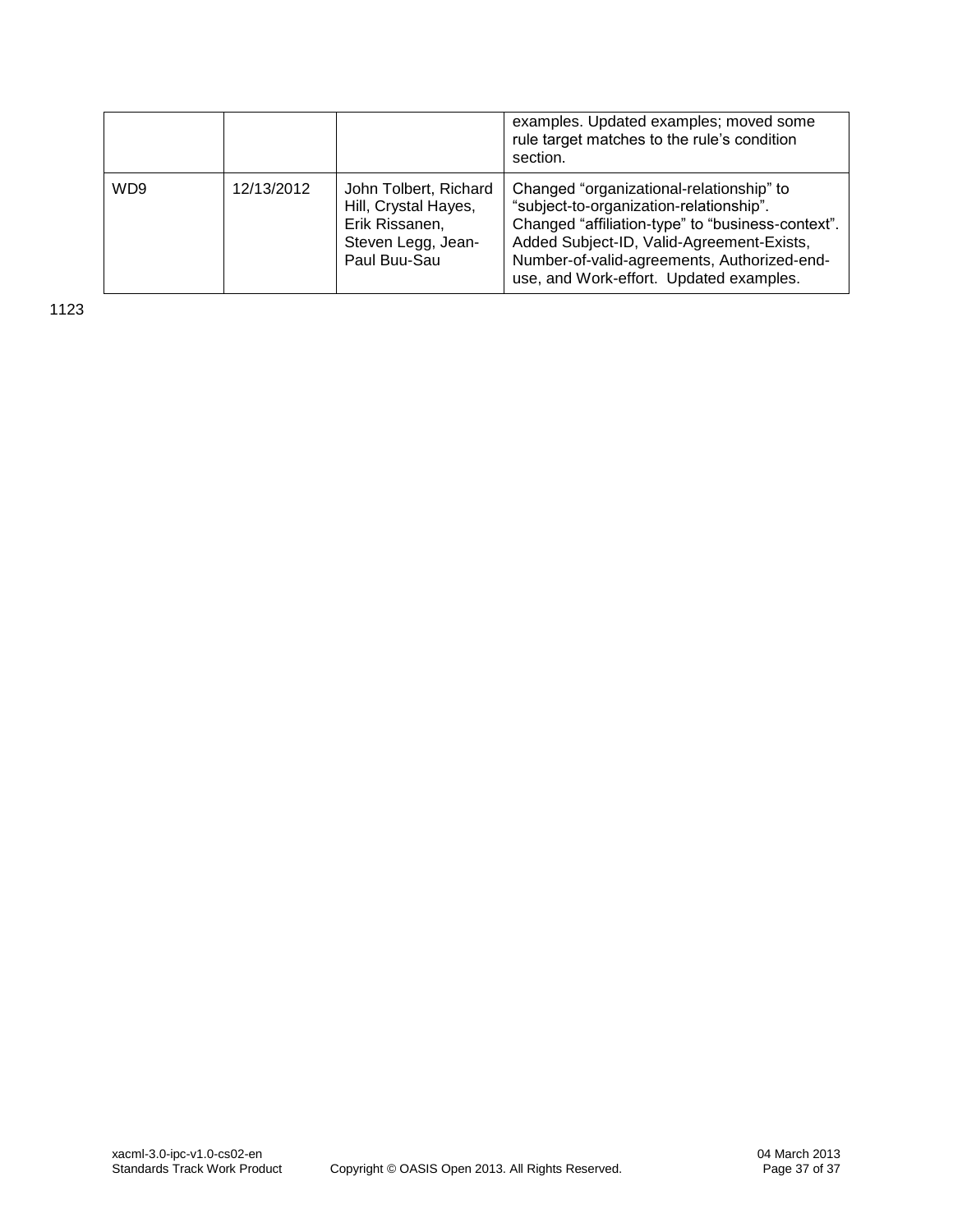| | | | |
|---|---|---|---|
| | | | examples. Updated examples; moved some rule target matches to the rule's condition section. |
| WD9 | 12/13/2012 | John Tolbert, Richard Hill, Crystal Hayes, Erik Rissanen, Steven Legg, Jean-Paul Buu-Sau | Changed "organizational-relationship" to "subject-to-organization-relationship". Changed "affiliation-type" to "business-context". Added Subject-ID, Valid-Agreement-Exists, Number-of-valid-agreements, Authorized-end-use, and Work-effort. Updated examples. |

1123